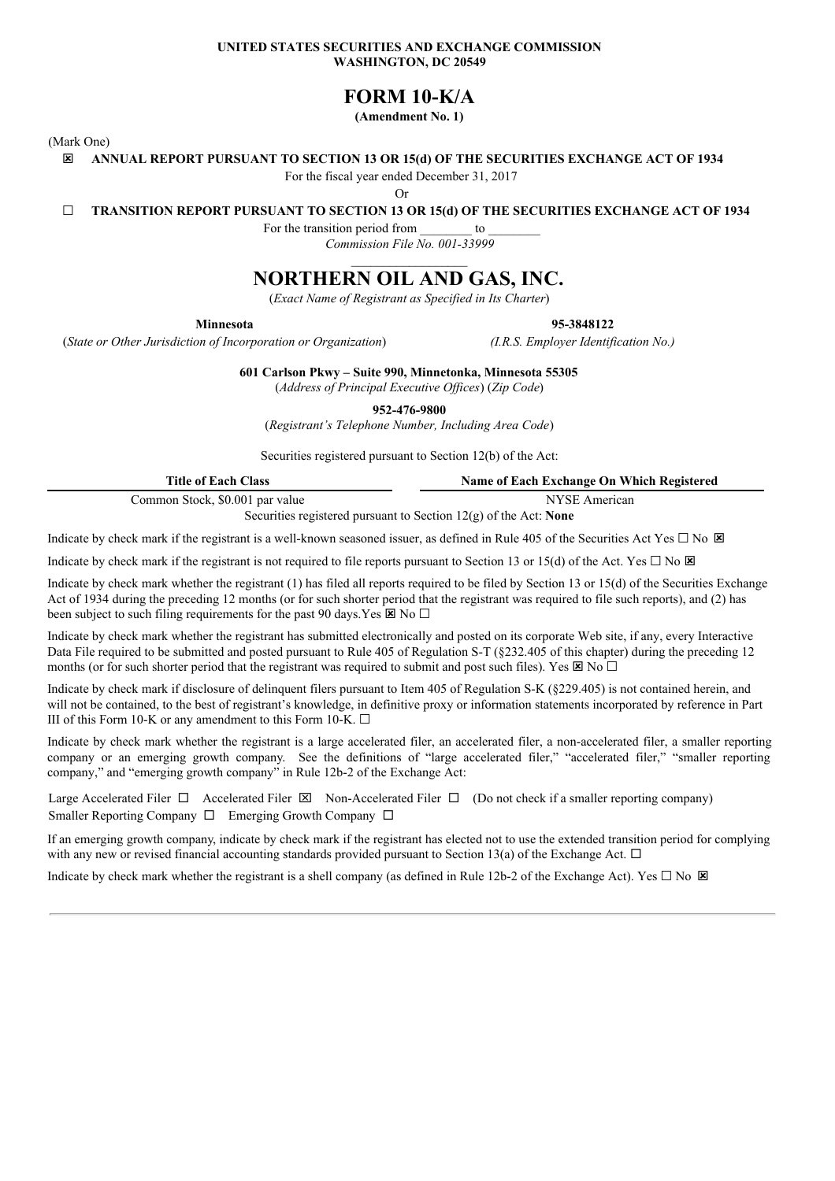**UNITED STATES SECURITIES AND EXCHANGE COMMISSION**
**WASHINGTON, DC 20549**

# FORM 10-K/A

**(Amendment No. 1)**

(Mark One)

☒ **ANNUAL REPORT PURSUANT TO SECTION 13 OR 15(d) OF THE SECURITIES EXCHANGE ACT OF 1934**

For the fiscal year ended December 31, 2017

Or

☐ **TRANSITION REPORT PURSUANT TO SECTION 13 OR 15(d) OF THE SECURITIES EXCHANGE ACT OF 1934**

For the transition period from ________ to ________

*Commission File No. 001-33999*

# NORTHERN OIL AND GAS, INC.

(*Exact Name of Registrant as Specified in Its Charter*)

| **Minnesota** | **95-3848122** |
|---|---|
| (*State or Other Jurisdiction of Incorporation or Organization*) | *(I.R.S. Employer Identification No.)* |

**601 Carlson Pkwy – Suite 990, Minnetonka, Minnesota 55305**

(*Address of Principal Executive Offices*) (*Zip Code*)

**952-476-9800**

(*Registrant's Telephone Number, Including Area Code*)

Securities registered pursuant to Section 12(b) of the Act:

| Title of Each Class | Name of Each Exchange On Which Registered |
|---|---|
| Common Stock, $0.001 par value | NYSE American |

Securities registered pursuant to Section 12(g) of the Act: **None**

Indicate by check mark if the registrant is a well-known seasoned issuer, as defined in Rule 405 of the Securities Act Yes ☐ No ☒

Indicate by check mark if the registrant is not required to file reports pursuant to Section 13 or 15(d) of the Act. Yes ☐ No ☒

Indicate by check mark whether the registrant (1) has filed all reports required to be filed by Section 13 or 15(d) of the Securities Exchange Act of 1934 during the preceding 12 months (or for such shorter period that the registrant was required to file such reports), and (2) has been subject to such filing requirements for the past 90 days.Yes ☒ No ☐

Indicate by check mark whether the registrant has submitted electronically and posted on its corporate Web site, if any, every Interactive Data File required to be submitted and posted pursuant to Rule 405 of Regulation S-T (§232.405 of this chapter) during the preceding 12 months (or for such shorter period that the registrant was required to submit and post such files). Yes ☒ No ☐

Indicate by check mark if disclosure of delinquent filers pursuant to Item 405 of Regulation S-K (§229.405) is not contained herein, and will not be contained, to the best of registrant's knowledge, in definitive proxy or information statements incorporated by reference in Part III of this Form 10-K or any amendment to this Form 10-K. ☐

Indicate by check mark whether the registrant is a large accelerated filer, an accelerated filer, a non-accelerated filer, a smaller reporting company or an emerging growth company. See the definitions of "large accelerated filer," "accelerated filer," "smaller reporting company," and "emerging growth company" in Rule 12b-2 of the Exchange Act:

Large Accelerated Filer ☐ Accelerated Filer ☒ Non-Accelerated Filer ☐ (Do not check if a smaller reporting company)
Smaller Reporting Company ☐ Emerging Growth Company ☐

If an emerging growth company, indicate by check mark if the registrant has elected not to use the extended transition period for complying with any new or revised financial accounting standards provided pursuant to Section 13(a) of the Exchange Act. ☐

Indicate by check mark whether the registrant is a shell company (as defined in Rule 12b-2 of the Exchange Act). Yes ☐ No ☒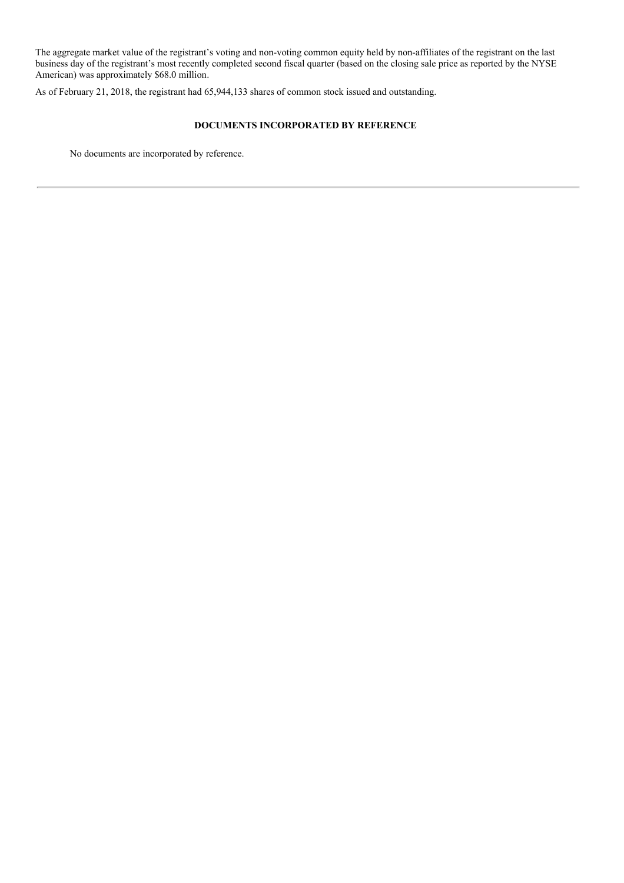The aggregate market value of the registrant's voting and non-voting common equity held by non-affiliates of the registrant on the last business day of the registrant's most recently completed second fiscal quarter (based on the closing sale price as reported by the NYSE American) was approximately $68.0 million.

As of February 21, 2018, the registrant had 65,944,133 shares of common stock issued and outstanding.

**DOCUMENTS INCORPORATED BY REFERENCE**

No documents are incorporated by reference.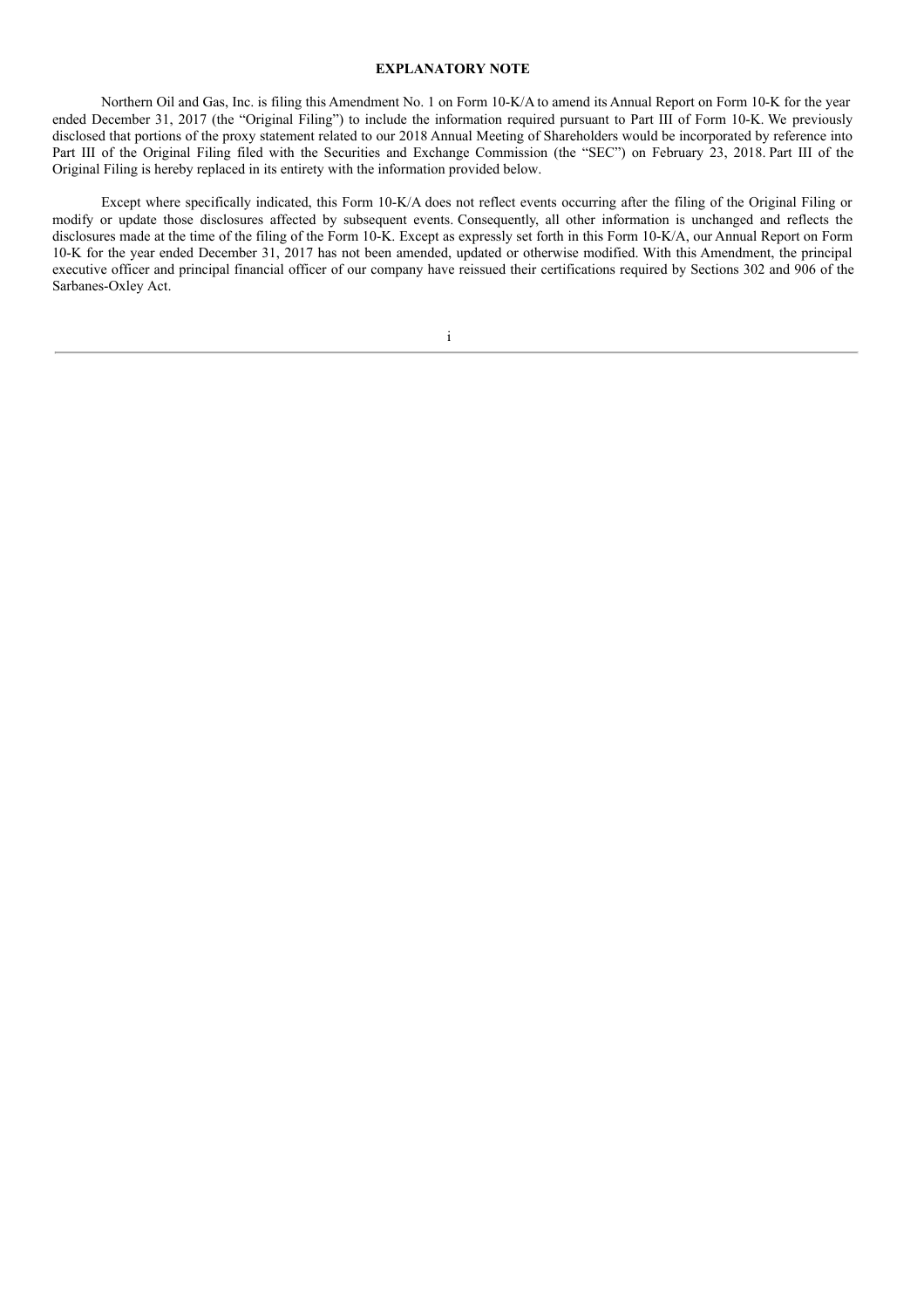## EXPLANATORY NOTE

Northern Oil and Gas, Inc. is filing this Amendment No. 1 on Form 10-K/A to amend its Annual Report on Form 10-K for the year ended December 31, 2017 (the "Original Filing") to include the information required pursuant to Part III of Form 10-K. We previously disclosed that portions of the proxy statement related to our 2018 Annual Meeting of Shareholders would be incorporated by reference into Part III of the Original Filing filed with the Securities and Exchange Commission (the "SEC") on February 23, 2018. Part III of the Original Filing is hereby replaced in its entirety with the information provided below.

Except where specifically indicated, this Form 10-K/A does not reflect events occurring after the filing of the Original Filing or modify or update those disclosures affected by subsequent events. Consequently, all other information is unchanged and reflects the disclosures made at the time of the filing of the Form 10-K. Except as expressly set forth in this Form 10-K/A, our Annual Report on Form 10-K for the year ended December 31, 2017 has not been amended, updated or otherwise modified. With this Amendment, the principal executive officer and principal financial officer of our company have reissued their certifications required by Sections 302 and 906 of the Sarbanes-Oxley Act.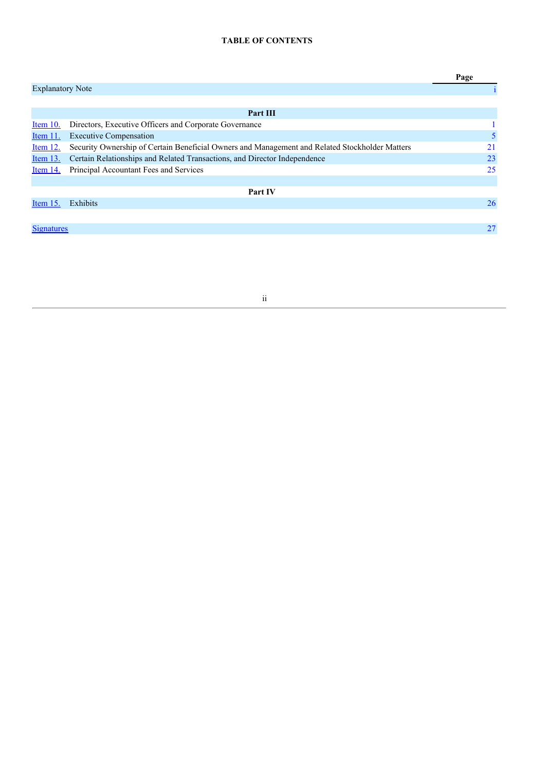**TABLE OF CONTENTS**

| | | Page |
|---|---|---|
| Explanatory Note | | i |
| | **Part III** | |
| Item 10. | Directors, Executive Officers and Corporate Governance | 1 |
| Item 11. | Executive Compensation | 5 |
| Item 12. | Security Ownership of Certain Beneficial Owners and Management and Related Stockholder Matters | 21 |
| Item 13. | Certain Relationships and Related Transactions, and Director Independence | 23 |
| Item 14. | Principal Accountant Fees and Services | 25 |
| | **Part IV** | |
| Item 15. | Exhibits | 26 |
| Signatures | | 27 |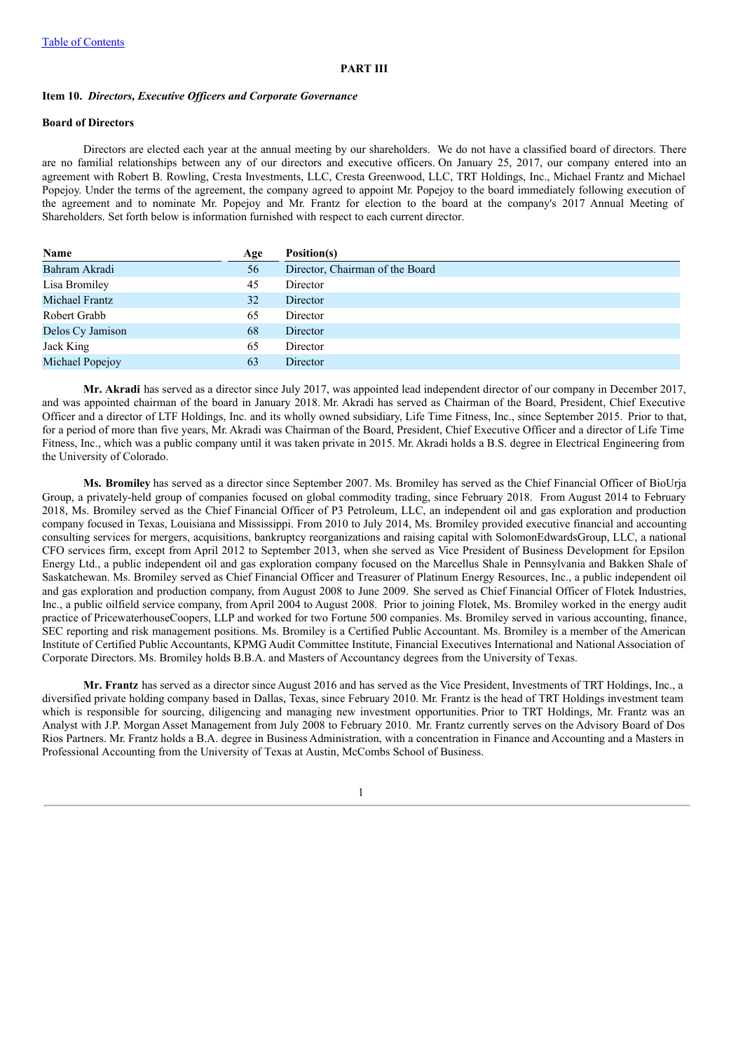[Table of Contents](#)

**PART III**

**Item 10.** ***Directors, Executive Officers and Corporate Governance***

**Board of Directors**

Directors are elected each year at the annual meeting by our shareholders. We do not have a classified board of directors. There are no familial relationships between any of our directors and executive officers. On January 25, 2017, our company entered into an agreement with Robert B. Rowling, Cresta Investments, LLC, Cresta Greenwood, LLC, TRT Holdings, Inc., Michael Frantz and Michael Popejoy. Under the terms of the agreement, the company agreed to appoint Mr. Popejoy to the board immediately following execution of the agreement and to nominate Mr. Popejoy and Mr. Frantz for election to the board at the company's 2017 Annual Meeting of Shareholders. Set forth below is information furnished with respect to each current director.

| Name | Age | Position(s) |
|---|---|---|
| Bahram Akradi | 56 | Director, Chairman of the Board |
| Lisa Bromiley | 45 | Director |
| Michael Frantz | 32 | Director |
| Robert Grabb | 65 | Director |
| Delos Cy Jamison | 68 | Director |
| Jack King | 65 | Director |
| Michael Popejoy | 63 | Director |

**Mr. Akradi** has served as a director since July 2017, was appointed lead independent director of our company in December 2017, and was appointed chairman of the board in January 2018. Mr. Akradi has served as Chairman of the Board, President, Chief Executive Officer and a director of LTF Holdings, Inc. and its wholly owned subsidiary, Life Time Fitness, Inc., since September 2015. Prior to that, for a period of more than five years, Mr. Akradi was Chairman of the Board, President, Chief Executive Officer and a director of Life Time Fitness, Inc., which was a public company until it was taken private in 2015. Mr. Akradi holds a B.S. degree in Electrical Engineering from the University of Colorado.

**Ms. Bromiley** has served as a director since September 2007. Ms. Bromiley has served as the Chief Financial Officer of BioUrja Group, a privately-held group of companies focused on global commodity trading, since February 2018. From August 2014 to February 2018, Ms. Bromiley served as the Chief Financial Officer of P3 Petroleum, LLC, an independent oil and gas exploration and production company focused in Texas, Louisiana and Mississippi. From 2010 to July 2014, Ms. Bromiley provided executive financial and accounting consulting services for mergers, acquisitions, bankruptcy reorganizations and raising capital with SolomonEdwardsGroup, LLC, a national CFO services firm, except from April 2012 to September 2013, when she served as Vice President of Business Development for Epsilon Energy Ltd., a public independent oil and gas exploration company focused on the Marcellus Shale in Pennsylvania and Bakken Shale of Saskatchewan. Ms. Bromiley served as Chief Financial Officer and Treasurer of Platinum Energy Resources, Inc., a public independent oil and gas exploration and production company, from August 2008 to June 2009. She served as Chief Financial Officer of Flotek Industries, Inc., a public oilfield service company, from April 2004 to August 2008. Prior to joining Flotek, Ms. Bromiley worked in the energy audit practice of PricewaterhouseCoopers, LLP and worked for two Fortune 500 companies. Ms. Bromiley served in various accounting, finance, SEC reporting and risk management positions. Ms. Bromiley is a Certified Public Accountant. Ms. Bromiley is a member of the American Institute of Certified Public Accountants, KPMG Audit Committee Institute, Financial Executives International and National Association of Corporate Directors. Ms. Bromiley holds B.B.A. and Masters of Accountancy degrees from the University of Texas.

**Mr. Frantz** has served as a director since August 2016 and has served as the Vice President, Investments of TRT Holdings, Inc., a diversified private holding company based in Dallas, Texas, since February 2010. Mr. Frantz is the head of TRT Holdings investment team which is responsible for sourcing, diligencing and managing new investment opportunities. Prior to TRT Holdings, Mr. Frantz was an Analyst with J.P. Morgan Asset Management from July 2008 to February 2010. Mr. Frantz currently serves on the Advisory Board of Dos Rios Partners. Mr. Frantz holds a B.A. degree in Business Administration, with a concentration in Finance and Accounting and a Masters in Professional Accounting from the University of Texas at Austin, McCombs School of Business.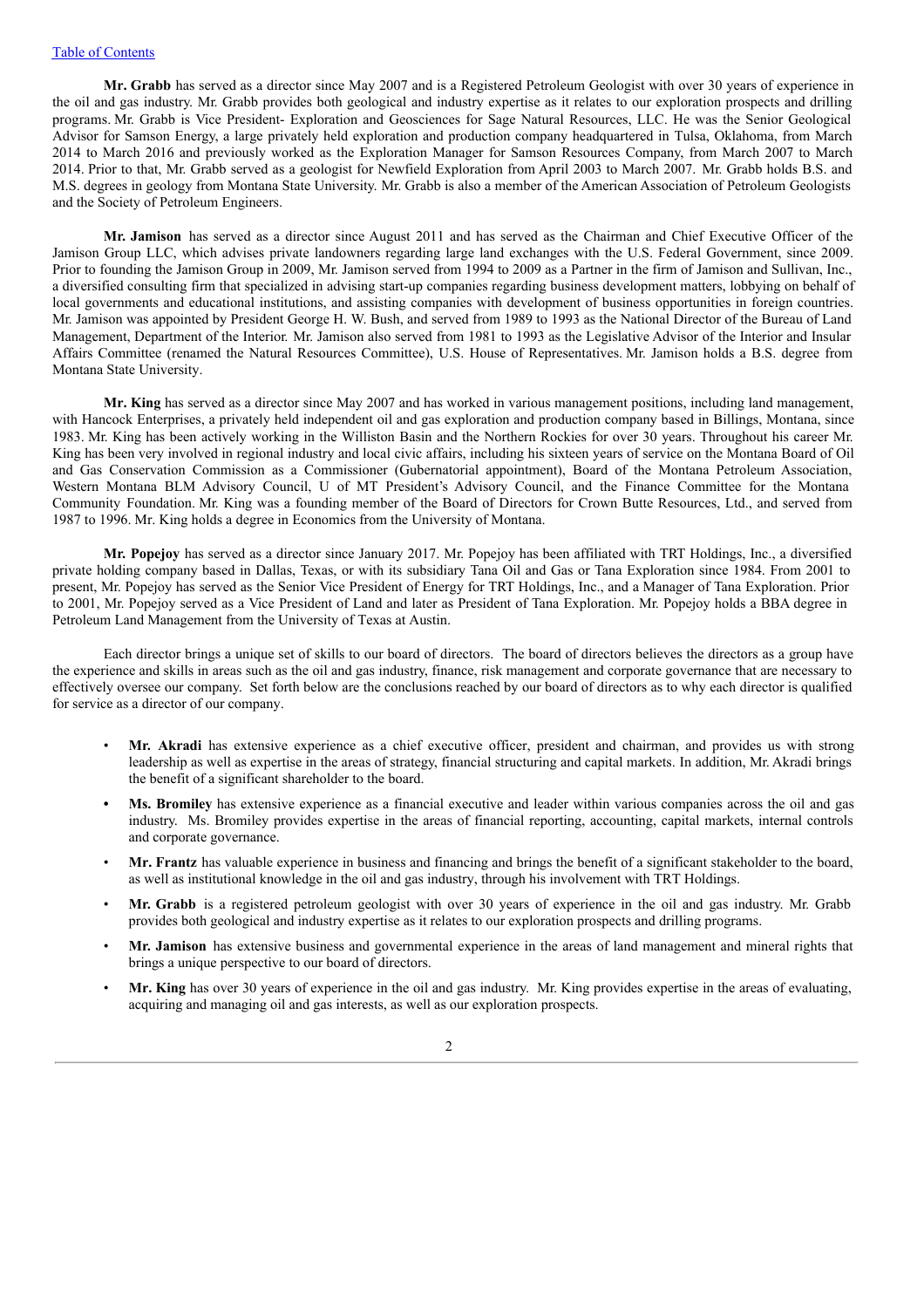**Mr. Grabb** has served as a director since May 2007 and is a Registered Petroleum Geologist with over 30 years of experience in the oil and gas industry. Mr. Grabb provides both geological and industry expertise as it relates to our exploration prospects and drilling programs. Mr. Grabb is Vice President- Exploration and Geosciences for Sage Natural Resources, LLC. He was the Senior Geological Advisor for Samson Energy, a large privately held exploration and production company headquartered in Tulsa, Oklahoma, from March 2014 to March 2016 and previously worked as the Exploration Manager for Samson Resources Company, from March 2007 to March 2014. Prior to that, Mr. Grabb served as a geologist for Newfield Exploration from April 2003 to March 2007. Mr. Grabb holds B.S. and M.S. degrees in geology from Montana State University. Mr. Grabb is also a member of the American Association of Petroleum Geologists and the Society of Petroleum Engineers.

**Mr. Jamison** has served as a director since August 2011 and has served as the Chairman and Chief Executive Officer of the Jamison Group LLC, which advises private landowners regarding large land exchanges with the U.S. Federal Government, since 2009. Prior to founding the Jamison Group in 2009, Mr. Jamison served from 1994 to 2009 as a Partner in the firm of Jamison and Sullivan, Inc., a diversified consulting firm that specialized in advising start-up companies regarding business development matters, lobbying on behalf of local governments and educational institutions, and assisting companies with development of business opportunities in foreign countries. Mr. Jamison was appointed by President George H. W. Bush, and served from 1989 to 1993 as the National Director of the Bureau of Land Management, Department of the Interior. Mr. Jamison also served from 1981 to 1993 as the Legislative Advisor of the Interior and Insular Affairs Committee (renamed the Natural Resources Committee), U.S. House of Representatives. Mr. Jamison holds a B.S. degree from Montana State University.

**Mr. King** has served as a director since May 2007 and has worked in various management positions, including land management, with Hancock Enterprises, a privately held independent oil and gas exploration and production company based in Billings, Montana, since 1983. Mr. King has been actively working in the Williston Basin and the Northern Rockies for over 30 years. Throughout his career Mr. King has been very involved in regional industry and local civic affairs, including his sixteen years of service on the Montana Board of Oil and Gas Conservation Commission as a Commissioner (Gubernatorial appointment), Board of the Montana Petroleum Association, Western Montana BLM Advisory Council, U of MT President's Advisory Council, and the Finance Committee for the Montana Community Foundation. Mr. King was a founding member of the Board of Directors for Crown Butte Resources, Ltd., and served from 1987 to 1996. Mr. King holds a degree in Economics from the University of Montana.

**Mr. Popejoy** has served as a director since January 2017. Mr. Popejoy has been affiliated with TRT Holdings, Inc., a diversified private holding company based in Dallas, Texas, or with its subsidiary Tana Oil and Gas or Tana Exploration since 1984. From 2001 to present, Mr. Popejoy has served as the Senior Vice President of Energy for TRT Holdings, Inc., and a Manager of Tana Exploration. Prior to 2001, Mr. Popejoy served as a Vice President of Land and later as President of Tana Exploration. Mr. Popejoy holds a BBA degree in Petroleum Land Management from the University of Texas at Austin.

Each director brings a unique set of skills to our board of directors. The board of directors believes the directors as a group have the experience and skills in areas such as the oil and gas industry, finance, risk management and corporate governance that are necessary to effectively oversee our company. Set forth below are the conclusions reached by our board of directors as to why each director is qualified for service as a director of our company.

- **Mr. Akradi** has extensive experience as a chief executive officer, president and chairman, and provides us with strong leadership as well as expertise in the areas of strategy, financial structuring and capital markets. In addition, Mr. Akradi brings the benefit of a significant shareholder to the board.
- **Ms. Bromiley** has extensive experience as a financial executive and leader within various companies across the oil and gas industry. Ms. Bromiley provides expertise in the areas of financial reporting, accounting, capital markets, internal controls and corporate governance.
- **Mr. Frantz** has valuable experience in business and financing and brings the benefit of a significant stakeholder to the board, as well as institutional knowledge in the oil and gas industry, through his involvement with TRT Holdings.
- **Mr. Grabb** is a registered petroleum geologist with over 30 years of experience in the oil and gas industry. Mr. Grabb provides both geological and industry expertise as it relates to our exploration prospects and drilling programs.
- **Mr. Jamison** has extensive business and governmental experience in the areas of land management and mineral rights that brings a unique perspective to our board of directors.
- **Mr. King** has over 30 years of experience in the oil and gas industry. Mr. King provides expertise in the areas of evaluating, acquiring and managing oil and gas interests, as well as our exploration prospects.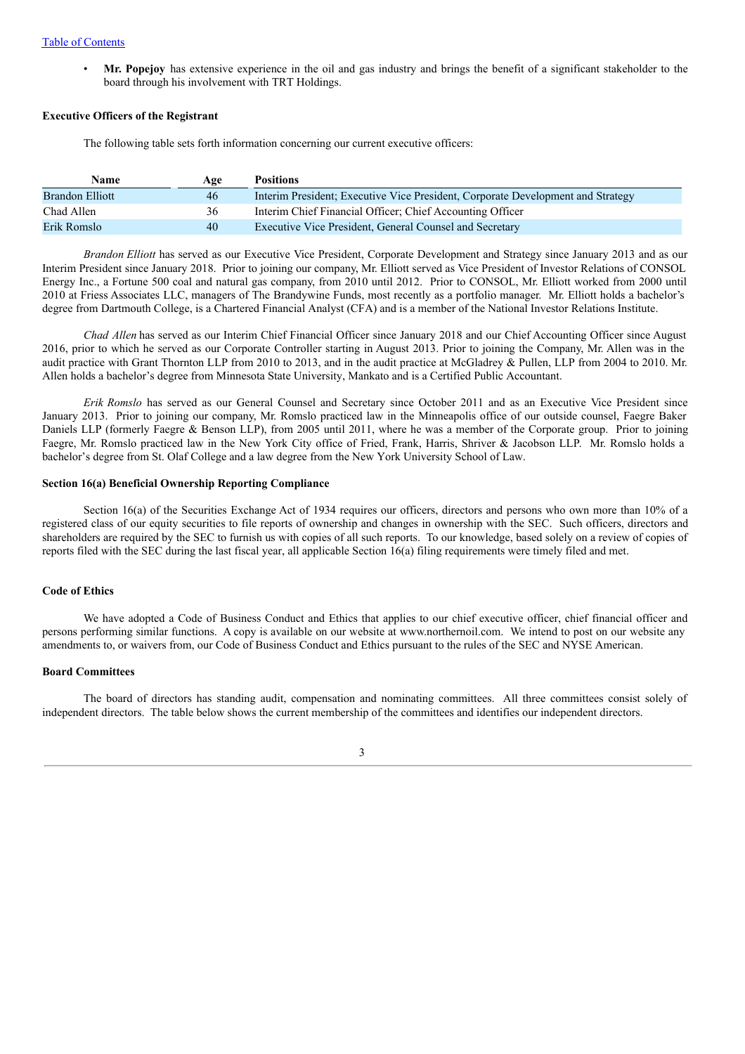[Table of Contents]

- **Mr. Popejoy** has extensive experience in the oil and gas industry and brings the benefit of a significant stakeholder to the board through his involvement with TRT Holdings.

### Executive Officers of the Registrant

The following table sets forth information concerning our current executive officers:

| Name | Age | Positions |
| --- | --- | --- |
| Brandon Elliott | 46 | Interim President; Executive Vice President, Corporate Development and Strategy |
| Chad Allen | 36 | Interim Chief Financial Officer; Chief Accounting Officer |
| Erik Romslo | 40 | Executive Vice President, General Counsel and Secretary |

*Brandon Elliott* has served as our Executive Vice President, Corporate Development and Strategy since January 2013 and as our Interim President since January 2018. Prior to joining our company, Mr. Elliott served as Vice President of Investor Relations of CONSOL Energy Inc., a Fortune 500 coal and natural gas company, from 2010 until 2012. Prior to CONSOL, Mr. Elliott worked from 2000 until 2010 at Friess Associates LLC, managers of The Brandywine Funds, most recently as a portfolio manager. Mr. Elliott holds a bachelor's degree from Dartmouth College, is a Chartered Financial Analyst (CFA) and is a member of the National Investor Relations Institute.

*Chad Allen* has served as our Interim Chief Financial Officer since January 2018 and our Chief Accounting Officer since August 2016, prior to which he served as our Corporate Controller starting in August 2013. Prior to joining the Company, Mr. Allen was in the audit practice with Grant Thornton LLP from 2010 to 2013, and in the audit practice at McGladrey & Pullen, LLP from 2004 to 2010. Mr. Allen holds a bachelor's degree from Minnesota State University, Mankato and is a Certified Public Accountant.

*Erik Romslo* has served as our General Counsel and Secretary since October 2011 and as an Executive Vice President since January 2013. Prior to joining our company, Mr. Romslo practiced law in the Minneapolis office of our outside counsel, Faegre Baker Daniels LLP (formerly Faegre & Benson LLP), from 2005 until 2011, where he was a member of the Corporate group. Prior to joining Faegre, Mr. Romslo practiced law in the New York City office of Fried, Frank, Harris, Shriver & Jacobson LLP. Mr. Romslo holds a bachelor's degree from St. Olaf College and a law degree from the New York University School of Law.

### Section 16(a) Beneficial Ownership Reporting Compliance

Section 16(a) of the Securities Exchange Act of 1934 requires our officers, directors and persons who own more than 10% of a registered class of our equity securities to file reports of ownership and changes in ownership with the SEC. Such officers, directors and shareholders are required by the SEC to furnish us with copies of all such reports. To our knowledge, based solely on a review of copies of reports filed with the SEC during the last fiscal year, all applicable Section 16(a) filing requirements were timely filed and met.

### Code of Ethics

We have adopted a Code of Business Conduct and Ethics that applies to our chief executive officer, chief financial officer and persons performing similar functions. A copy is available on our website at www.northernoil.com. We intend to post on our website any amendments to, or waivers from, our Code of Business Conduct and Ethics pursuant to the rules of the SEC and NYSE American.

### Board Committees

The board of directors has standing audit, compensation and nominating committees. All three committees consist solely of independent directors. The table below shows the current membership of the committees and identifies our independent directors.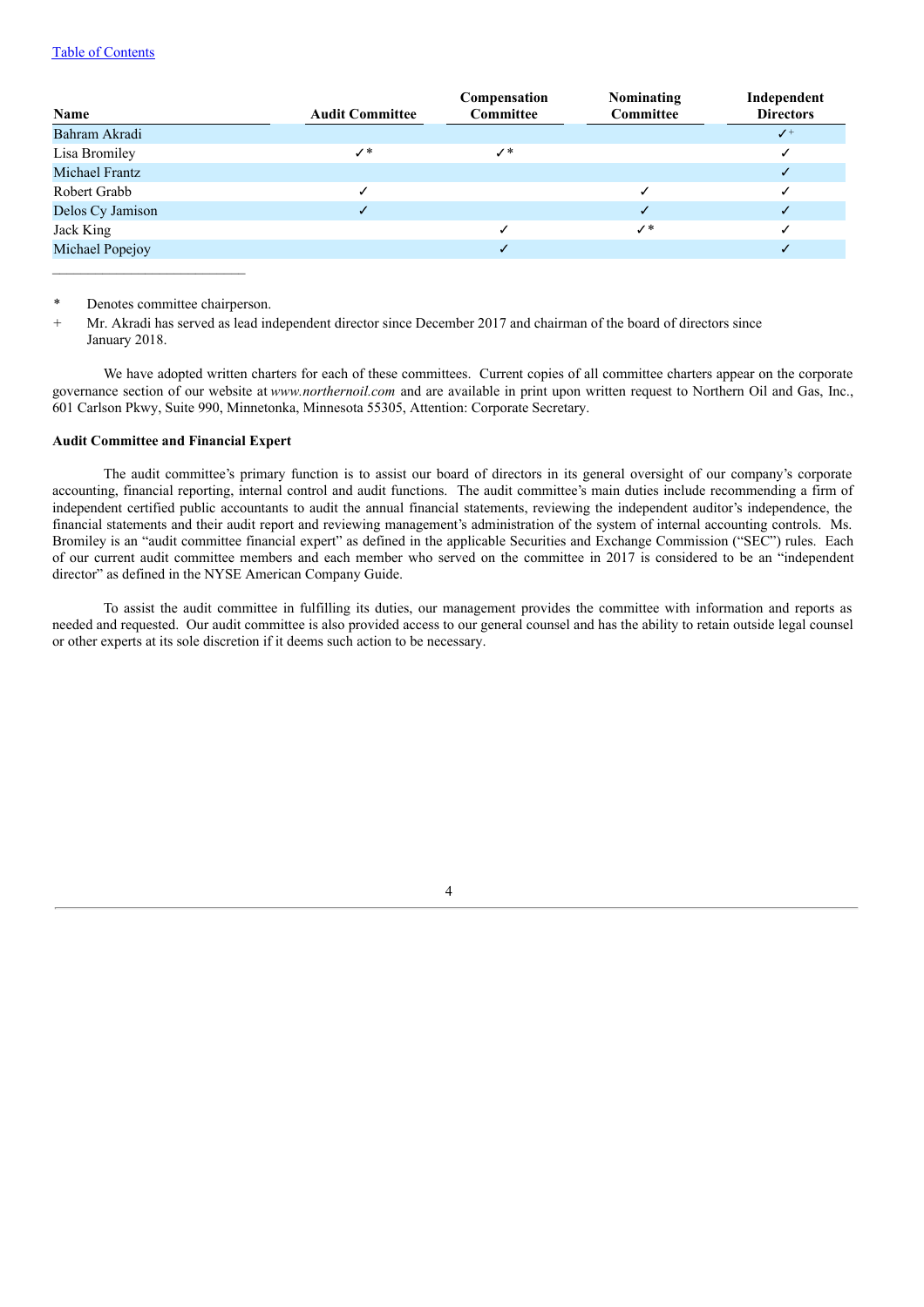| Name | Audit Committee | Compensation Committee | Nominating Committee | Independent Directors |
| --- | --- | --- | --- | --- |
| Bahram Akradi | | | | ✓+ |
| Lisa Bromiley | ✓* | ✓* | | ✓ |
| Michael Frantz | | | | ✓ |
| Robert Grabb | ✓ | | ✓ | ✓ |
| Delos Cy Jamison | ✓ | | ✓ | ✓ |
| Jack King | | ✓ | ✓* | ✓ |
| Michael Popejoy | | ✓ | | ✓ |

\* Denotes committee chairperson.

\+ Mr. Akradi has served as lead independent director since December 2017 and chairman of the board of directors since January 2018.

We have adopted written charters for each of these committees. Current copies of all committee charters appear on the corporate governance section of our website at *www.northernoil.com* and are available in print upon written request to Northern Oil and Gas, Inc., 601 Carlson Pkwy, Suite 990, Minnetonka, Minnesota 55305, Attention: Corporate Secretary.

**Audit Committee and Financial Expert**

The audit committee's primary function is to assist our board of directors in its general oversight of our company's corporate accounting, financial reporting, internal control and audit functions. The audit committee's main duties include recommending a firm of independent certified public accountants to audit the annual financial statements, reviewing the independent auditor's independence, the financial statements and their audit report and reviewing management's administration of the system of internal accounting controls. Ms. Bromiley is an "audit committee financial expert" as defined in the applicable Securities and Exchange Commission ("SEC") rules. Each of our current audit committee members and each member who served on the committee in 2017 is considered to be an "independent director" as defined in the NYSE American Company Guide.

To assist the audit committee in fulfilling its duties, our management provides the committee with information and reports as needed and requested. Our audit committee is also provided access to our general counsel and has the ability to retain outside legal counsel or other experts at its sole discretion if it deems such action to be necessary.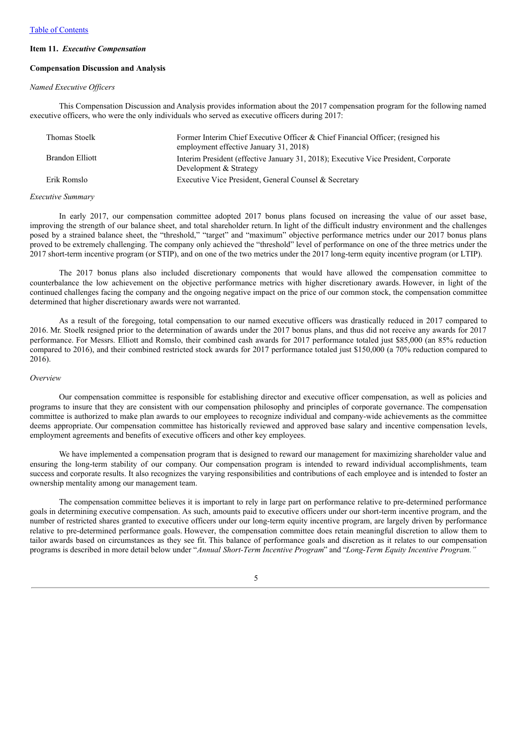## Item 11. *Executive Compensation*

### Compensation Discussion and Analysis

*Named Executive Officers*

This Compensation Discussion and Analysis provides information about the 2017 compensation program for the following named executive officers, who were the only individuals who served as executive officers during 2017:

| | |
|---|---|
| Thomas Stoelk | Former Interim Chief Executive Officer & Chief Financial Officer; (resigned his employment effective January 31, 2018) |
| Brandon Elliott | Interim President (effective January 31, 2018); Executive Vice President, Corporate Development & Strategy |
| Erik Romslo | Executive Vice President, General Counsel & Secretary |

*Executive Summary*

In early 2017, our compensation committee adopted 2017 bonus plans focused on increasing the value of our asset base, improving the strength of our balance sheet, and total shareholder return. In light of the difficult industry environment and the challenges posed by a strained balance sheet, the "threshold," "target" and "maximum" objective performance metrics under our 2017 bonus plans proved to be extremely challenging. The company only achieved the "threshold" level of performance on one of the three metrics under the 2017 short-term incentive program (or STIP), and on one of the two metrics under the 2017 long-term equity incentive program (or LTIP).

The 2017 bonus plans also included discretionary components that would have allowed the compensation committee to counterbalance the low achievement on the objective performance metrics with higher discretionary awards. However, in light of the continued challenges facing the company and the ongoing negative impact on the price of our common stock, the compensation committee determined that higher discretionary awards were not warranted.

As a result of the foregoing, total compensation to our named executive officers was drastically reduced in 2017 compared to 2016. Mr. Stoelk resigned prior to the determination of awards under the 2017 bonus plans, and thus did not receive any awards for 2017 performance. For Messrs. Elliott and Romslo, their combined cash awards for 2017 performance totaled just $85,000 (an 85% reduction compared to 2016), and their combined restricted stock awards for 2017 performance totaled just $150,000 (a 70% reduction compared to 2016).

*Overview*

Our compensation committee is responsible for establishing director and executive officer compensation, as well as policies and programs to insure that they are consistent with our compensation philosophy and principles of corporate governance. The compensation committee is authorized to make plan awards to our employees to recognize individual and company-wide achievements as the committee deems appropriate. Our compensation committee has historically reviewed and approved base salary and incentive compensation levels, employment agreements and benefits of executive officers and other key employees.

We have implemented a compensation program that is designed to reward our management for maximizing shareholder value and ensuring the long-term stability of our company. Our compensation program is intended to reward individual accomplishments, team success and corporate results. It also recognizes the varying responsibilities and contributions of each employee and is intended to foster an ownership mentality among our management team.

The compensation committee believes it is important to rely in large part on performance relative to pre-determined performance goals in determining executive compensation. As such, amounts paid to executive officers under our short-term incentive program, and the number of restricted shares granted to executive officers under our long-term equity incentive program, are largely driven by performance relative to pre-determined performance goals. However, the compensation committee does retain meaningful discretion to allow them to tailor awards based on circumstances as they see fit. This balance of performance goals and discretion as it relates to our compensation programs is described in more detail below under "*Annual Short-Term Incentive Program*" and "*Long-Term Equity Incentive Program.*"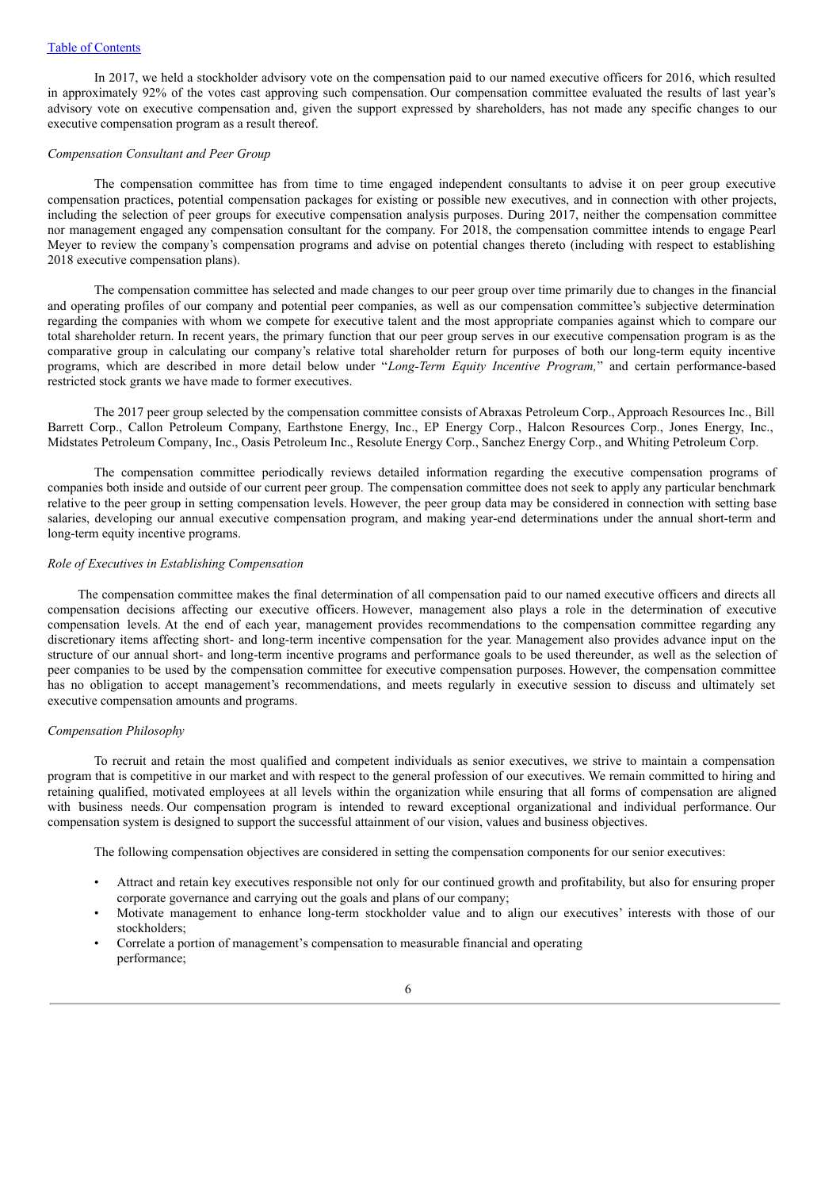In 2017, we held a stockholder advisory vote on the compensation paid to our named executive officers for 2016, which resulted in approximately 92% of the votes cast approving such compensation. Our compensation committee evaluated the results of last year's advisory vote on executive compensation and, given the support expressed by shareholders, has not made any specific changes to our executive compensation program as a result thereof.

*Compensation Consultant and Peer Group*

The compensation committee has from time to time engaged independent consultants to advise it on peer group executive compensation practices, potential compensation packages for existing or possible new executives, and in connection with other projects, including the selection of peer groups for executive compensation analysis purposes. During 2017, neither the compensation committee nor management engaged any compensation consultant for the company. For 2018, the compensation committee intends to engage Pearl Meyer to review the company's compensation programs and advise on potential changes thereto (including with respect to establishing 2018 executive compensation plans).

The compensation committee has selected and made changes to our peer group over time primarily due to changes in the financial and operating profiles of our company and potential peer companies, as well as our compensation committee's subjective determination regarding the companies with whom we compete for executive talent and the most appropriate companies against which to compare our total shareholder return. In recent years, the primary function that our peer group serves in our executive compensation program is as the comparative group in calculating our company's relative total shareholder return for purposes of both our long-term equity incentive programs, which are described in more detail below under "*Long-Term Equity Incentive Program,*" and certain performance-based restricted stock grants we have made to former executives.

The 2017 peer group selected by the compensation committee consists of Abraxas Petroleum Corp., Approach Resources Inc., Bill Barrett Corp., Callon Petroleum Company, Earthstone Energy, Inc., EP Energy Corp., Halcon Resources Corp., Jones Energy, Inc., Midstates Petroleum Company, Inc., Oasis Petroleum Inc., Resolute Energy Corp., Sanchez Energy Corp., and Whiting Petroleum Corp.

The compensation committee periodically reviews detailed information regarding the executive compensation programs of companies both inside and outside of our current peer group. The compensation committee does not seek to apply any particular benchmark relative to the peer group in setting compensation levels. However, the peer group data may be considered in connection with setting base salaries, developing our annual executive compensation program, and making year-end determinations under the annual short-term and long-term equity incentive programs.

*Role of Executives in Establishing Compensation*

The compensation committee makes the final determination of all compensation paid to our named executive officers and directs all compensation decisions affecting our executive officers. However, management also plays a role in the determination of executive compensation levels. At the end of each year, management provides recommendations to the compensation committee regarding any discretionary items affecting short- and long-term incentive compensation for the year. Management also provides advance input on the structure of our annual short- and long-term incentive programs and performance goals to be used thereunder, as well as the selection of peer companies to be used by the compensation committee for executive compensation purposes. However, the compensation committee has no obligation to accept management's recommendations, and meets regularly in executive session to discuss and ultimately set executive compensation amounts and programs.

*Compensation Philosophy*

To recruit and retain the most qualified and competent individuals as senior executives, we strive to maintain a compensation program that is competitive in our market and with respect to the general profession of our executives. We remain committed to hiring and retaining qualified, motivated employees at all levels within the organization while ensuring that all forms of compensation are aligned with business needs. Our compensation program is intended to reward exceptional organizational and individual performance. Our compensation system is designed to support the successful attainment of our vision, values and business objectives.

The following compensation objectives are considered in setting the compensation components for our senior executives:

- Attract and retain key executives responsible not only for our continued growth and profitability, but also for ensuring proper corporate governance and carrying out the goals and plans of our company;
- Motivate management to enhance long-term stockholder value and to align our executives' interests with those of our stockholders;
- Correlate a portion of management's compensation to measurable financial and operating performance;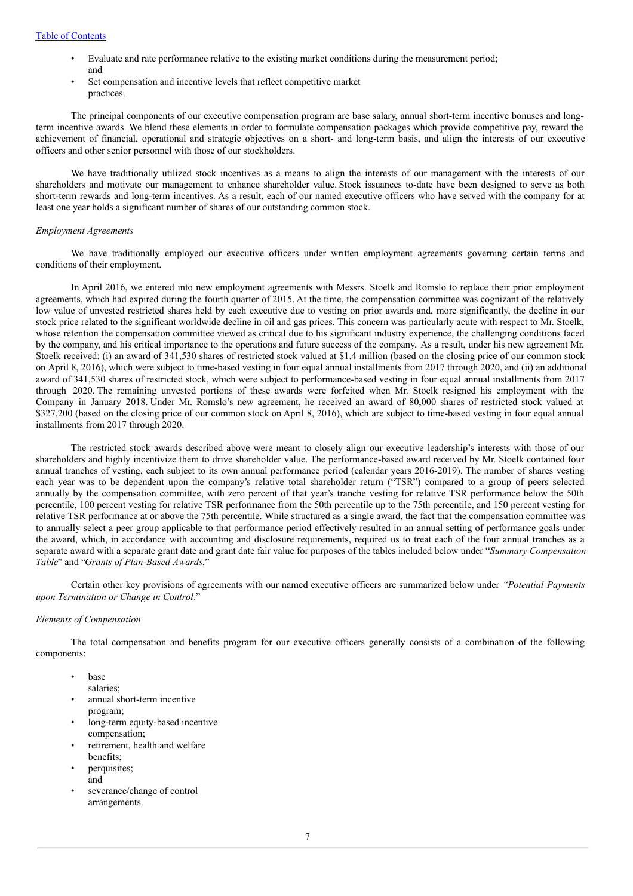- Evaluate and rate performance relative to the existing market conditions during the measurement period; and
- Set compensation and incentive levels that reflect competitive market practices.

The principal components of our executive compensation program are base salary, annual short-term incentive bonuses and long-term incentive awards. We blend these elements in order to formulate compensation packages which provide competitive pay, reward the achievement of financial, operational and strategic objectives on a short- and long-term basis, and align the interests of our executive officers and other senior personnel with those of our stockholders.

We have traditionally utilized stock incentives as a means to align the interests of our management with the interests of our shareholders and motivate our management to enhance shareholder value. Stock issuances to-date have been designed to serve as both short-term rewards and long-term incentives. As a result, each of our named executive officers who have served with the company for at least one year holds a significant number of shares of our outstanding common stock.

*Employment Agreements*

We have traditionally employed our executive officers under written employment agreements governing certain terms and conditions of their employment.

In April 2016, we entered into new employment agreements with Messrs. Stoelk and Romslo to replace their prior employment agreements, which had expired during the fourth quarter of 2015. At the time, the compensation committee was cognizant of the relatively low value of unvested restricted shares held by each executive due to vesting on prior awards and, more significantly, the decline in our stock price related to the significant worldwide decline in oil and gas prices. This concern was particularly acute with respect to Mr. Stoelk, whose retention the compensation committee viewed as critical due to his significant industry experience, the challenging conditions faced by the company, and his critical importance to the operations and future success of the company. As a result, under his new agreement Mr. Stoelk received: (i) an award of 341,530 shares of restricted stock valued at $1.4 million (based on the closing price of our common stock on April 8, 2016), which were subject to time-based vesting in four equal annual installments from 2017 through 2020, and (ii) an additional award of 341,530 shares of restricted stock, which were subject to performance-based vesting in four equal annual installments from 2017 through 2020. The remaining unvested portions of these awards were forfeited when Mr. Stoelk resigned his employment with the Company in January 2018. Under Mr. Romslo's new agreement, he received an award of 80,000 shares of restricted stock valued at $327,200 (based on the closing price of our common stock on April 8, 2016), which are subject to time-based vesting in four equal annual installments from 2017 through 2020.

The restricted stock awards described above were meant to closely align our executive leadership's interests with those of our shareholders and highly incentivize them to drive shareholder value. The performance-based award received by Mr. Stoelk contained four annual tranches of vesting, each subject to its own annual performance period (calendar years 2016-2019). The number of shares vesting each year was to be dependent upon the company's relative total shareholder return ("TSR") compared to a group of peers selected annually by the compensation committee, with zero percent of that year's tranche vesting for relative TSR performance below the 50th percentile, 100 percent vesting for relative TSR performance from the 50th percentile up to the 75th percentile, and 150 percent vesting for relative TSR performance at or above the 75th percentile. While structured as a single award, the fact that the compensation committee was to annually select a peer group applicable to that performance period effectively resulted in an annual setting of performance goals under the award, which, in accordance with accounting and disclosure requirements, required us to treat each of the four annual tranches as a separate award with a separate grant date and grant date fair value for purposes of the tables included below under "*Summary Compensation Table*" and "*Grants of Plan-Based Awards.*"

Certain other key provisions of agreements with our named executive officers are summarized below under *"Potential Payments upon Termination or Change in Control*."

*Elements of Compensation*

The total compensation and benefits program for our executive officers generally consists of a combination of the following components:

- base salaries;
- annual short-term incentive program;
- long-term equity-based incentive compensation;
- retirement, health and welfare benefits;
- perquisites; and
- severance/change of control arrangements.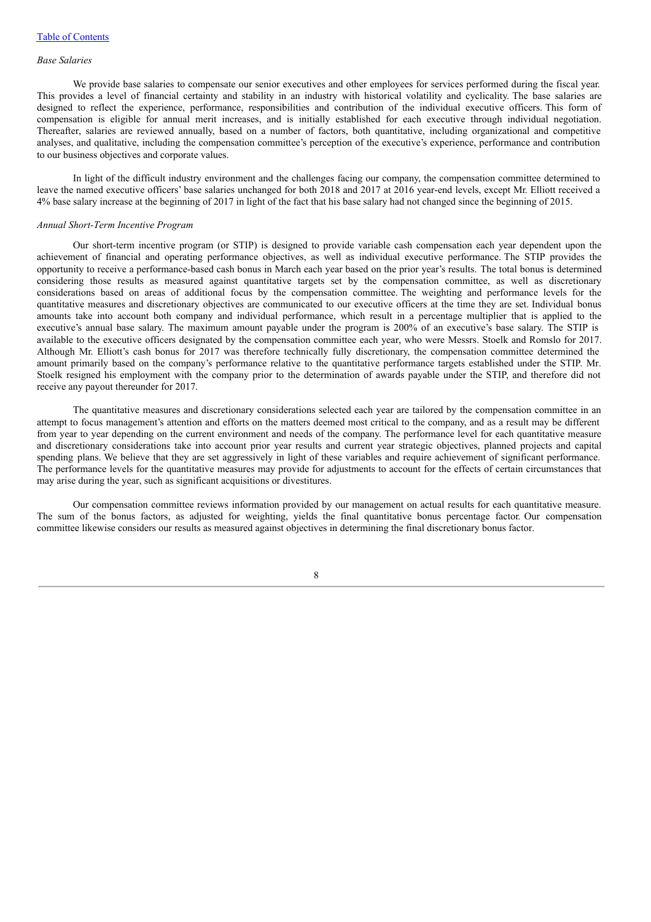*Base Salaries*

We provide base salaries to compensate our senior executives and other employees for services performed during the fiscal year. This provides a level of financial certainty and stability in an industry with historical volatility and cyclicality. The base salaries are designed to reflect the experience, performance, responsibilities and contribution of the individual executive officers. This form of compensation is eligible for annual merit increases, and is initially established for each executive through individual negotiation. Thereafter, salaries are reviewed annually, based on a number of factors, both quantitative, including organizational and competitive analyses, and qualitative, including the compensation committee's perception of the executive's experience, performance and contribution to our business objectives and corporate values.

In light of the difficult industry environment and the challenges facing our company, the compensation committee determined to leave the named executive officers' base salaries unchanged for both 2018 and 2017 at 2016 year-end levels, except Mr. Elliott received a 4% base salary increase at the beginning of 2017 in light of the fact that his base salary had not changed since the beginning of 2015.

*Annual Short-Term Incentive Program*

Our short-term incentive program (or STIP) is designed to provide variable cash compensation each year dependent upon the achievement of financial and operating performance objectives, as well as individual executive performance. The STIP provides the opportunity to receive a performance-based cash bonus in March each year based on the prior year's results. The total bonus is determined considering those results as measured against quantitative targets set by the compensation committee, as well as discretionary considerations based on areas of additional focus by the compensation committee. The weighting and performance levels for the quantitative measures and discretionary objectives are communicated to our executive officers at the time they are set. Individual bonus amounts take into account both company and individual performance, which result in a percentage multiplier that is applied to the executive's annual base salary. The maximum amount payable under the program is 200% of an executive's base salary. The STIP is available to the executive officers designated by the compensation committee each year, who were Messrs. Stoelk and Romslo for 2017. Although Mr. Elliott's cash bonus for 2017 was therefore technically fully discretionary, the compensation committee determined the amount primarily based on the company's performance relative to the quantitative performance targets established under the STIP. Mr. Stoelk resigned his employment with the company prior to the determination of awards payable under the STIP, and therefore did not receive any payout thereunder for 2017.

The quantitative measures and discretionary considerations selected each year are tailored by the compensation committee in an attempt to focus management's attention and efforts on the matters deemed most critical to the company, and as a result may be different from year to year depending on the current environment and needs of the company. The performance level for each quantitative measure and discretionary considerations take into account prior year results and current year strategic objectives, planned projects and capital spending plans. We believe that they are set aggressively in light of these variables and require achievement of significant performance. The performance levels for the quantitative measures may provide for adjustments to account for the effects of certain circumstances that may arise during the year, such as significant acquisitions or divestitures.

Our compensation committee reviews information provided by our management on actual results for each quantitative measure. The sum of the bonus factors, as adjusted for weighting, yields the final quantitative bonus percentage factor. Our compensation committee likewise considers our results as measured against objectives in determining the final discretionary bonus factor.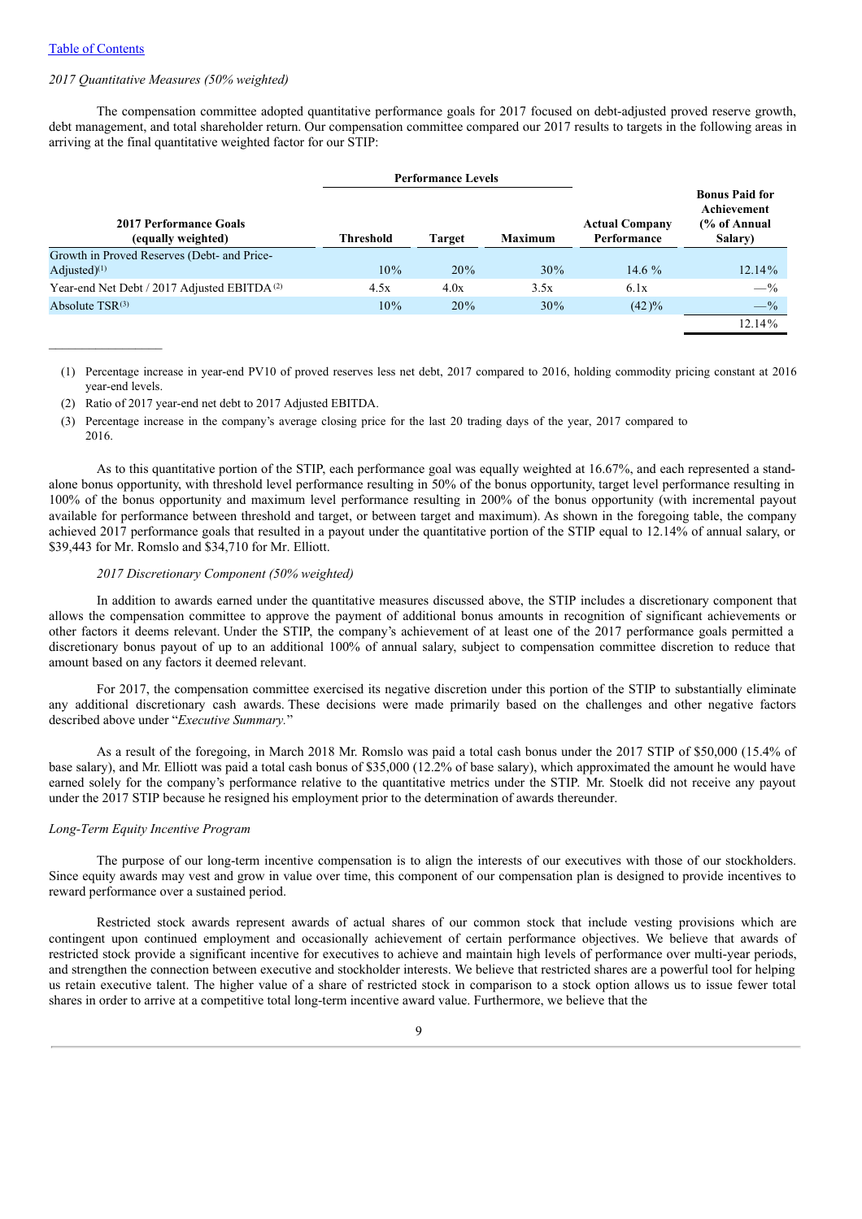*2017 Quantitative Measures (50% weighted)*

The compensation committee adopted quantitative performance goals for 2017 focused on debt-adjusted proved reserve growth, debt management, and total shareholder return. Our compensation committee compared our 2017 results to targets in the following areas in arriving at the final quantitative weighted factor for our STIP:

| 2017 Performance Goals (equally weighted) | Performance Levels | | | Actual Company Performance | Bonus Paid for Achievement (% of Annual Salary) |
|---|---|---|---|---|---|
| | Threshold | Target | Maximum | | |
| Growth in Proved Reserves (Debt- and Price-Adjusted)[(1)] | 10% | 20% | 30% | 14.6 % | 12.14% |
| Year-end Net Debt / 2017 Adjusted EBITDA[(2)] | 4.5x | 4.0x | 3.5x | 6.1x | —% |
| Absolute TSR[(3)] | 10% | 20% | 30% | (42)% | —% |
| | | | | | 12.14% |

(1) Percentage increase in year-end PV10 of proved reserves less net debt, 2017 compared to 2016, holding commodity pricing constant at 2016 year-end levels.

(2) Ratio of 2017 year-end net debt to 2017 Adjusted EBITDA.

(3) Percentage increase in the company's average closing price for the last 20 trading days of the year, 2017 compared to 2016.

As to this quantitative portion of the STIP, each performance goal was equally weighted at 16.67%, and each represented a stand-alone bonus opportunity, with threshold level performance resulting in 50% of the bonus opportunity, target level performance resulting in 100% of the bonus opportunity and maximum level performance resulting in 200% of the bonus opportunity (with incremental payout available for performance between threshold and target, or between target and maximum). As shown in the foregoing table, the company achieved 2017 performance goals that resulted in a payout under the quantitative portion of the STIP equal to 12.14% of annual salary, or $39,443 for Mr. Romslo and $34,710 for Mr. Elliott.

*2017 Discretionary Component (50% weighted)*

In addition to awards earned under the quantitative measures discussed above, the STIP includes a discretionary component that allows the compensation committee to approve the payment of additional bonus amounts in recognition of significant achievements or other factors it deems relevant. Under the STIP, the company's achievement of at least one of the 2017 performance goals permitted a discretionary bonus payout of up to an additional 100% of annual salary, subject to compensation committee discretion to reduce that amount based on any factors it deemed relevant.

For 2017, the compensation committee exercised its negative discretion under this portion of the STIP to substantially eliminate any additional discretionary cash awards. These decisions were made primarily based on the challenges and other negative factors described above under "*Executive Summary.*"

As a result of the foregoing, in March 2018 Mr. Romslo was paid a total cash bonus under the 2017 STIP of $50,000 (15.4% of base salary), and Mr. Elliott was paid a total cash bonus of $35,000 (12.2% of base salary), which approximated the amount he would have earned solely for the company's performance relative to the quantitative metrics under the STIP. Mr. Stoelk did not receive any payout under the 2017 STIP because he resigned his employment prior to the determination of awards thereunder.

*Long-Term Equity Incentive Program*

The purpose of our long-term incentive compensation is to align the interests of our executives with those of our stockholders. Since equity awards may vest and grow in value over time, this component of our compensation plan is designed to provide incentives to reward performance over a sustained period.

Restricted stock awards represent awards of actual shares of our common stock that include vesting provisions which are contingent upon continued employment and occasionally achievement of certain performance objectives. We believe that awards of restricted stock provide a significant incentive for executives to achieve and maintain high levels of performance over multi-year periods, and strengthen the connection between executive and stockholder interests. We believe that restricted shares are a powerful tool for helping us retain executive talent. The higher value of a share of restricted stock in comparison to a stock option allows us to issue fewer total shares in order to arrive at a competitive total long-term incentive award value. Furthermore, we believe that the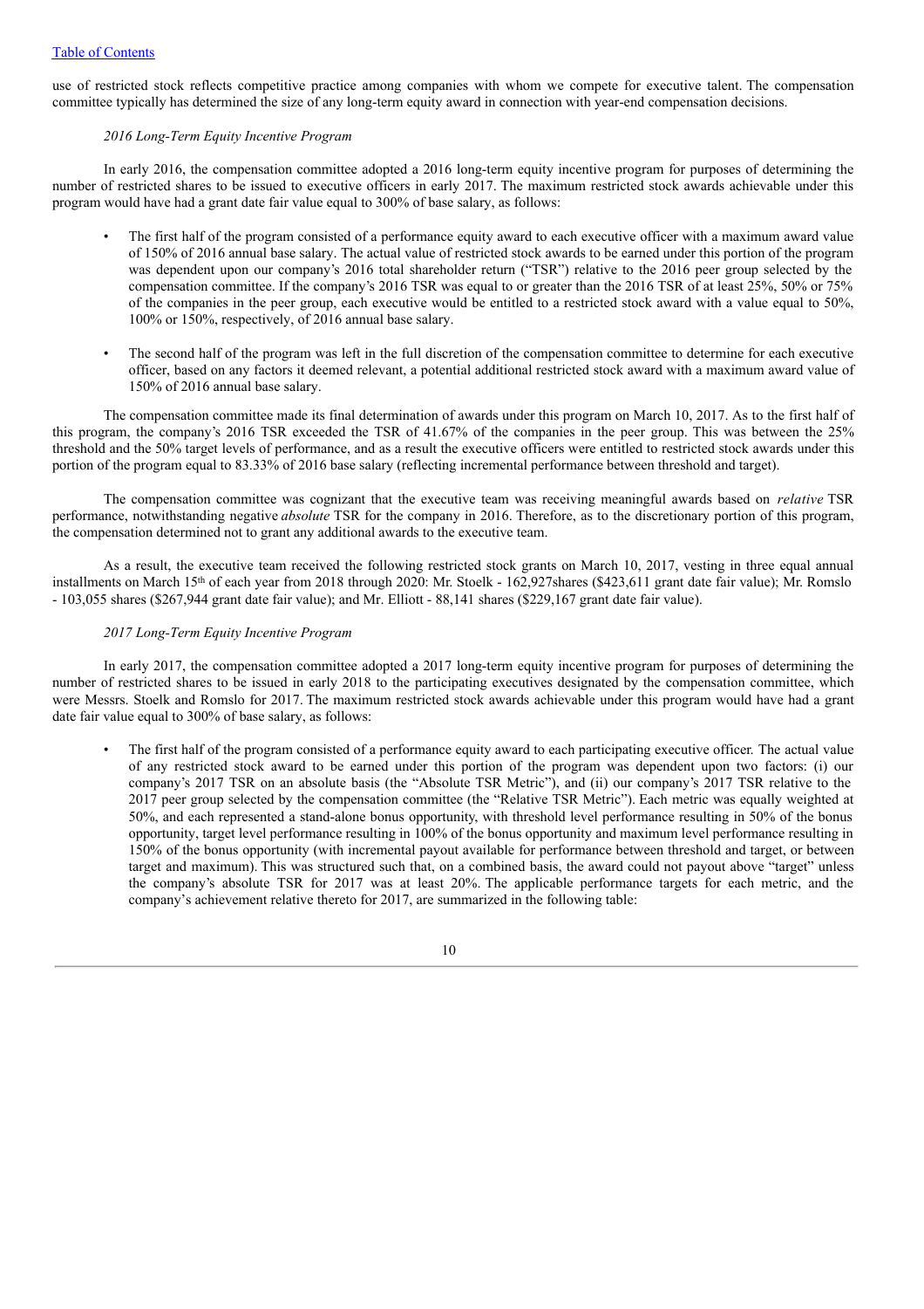use of restricted stock reflects competitive practice among companies with whom we compete for executive talent. The compensation committee typically has determined the size of any long-term equity award in connection with year-end compensation decisions.

*2016 Long-Term Equity Incentive Program*

In early 2016, the compensation committee adopted a 2016 long-term equity incentive program for purposes of determining the number of restricted shares to be issued to executive officers in early 2017. The maximum restricted stock awards achievable under this program would have had a grant date fair value equal to 300% of base salary, as follows:

- The first half of the program consisted of a performance equity award to each executive officer with a maximum award value of 150% of 2016 annual base salary. The actual value of restricted stock awards to be earned under this portion of the program was dependent upon our company's 2016 total shareholder return ("TSR") relative to the 2016 peer group selected by the compensation committee. If the company's 2016 TSR was equal to or greater than the 2016 TSR of at least 25%, 50% or 75% of the companies in the peer group, each executive would be entitled to a restricted stock award with a value equal to 50%, 100% or 150%, respectively, of 2016 annual base salary.
- The second half of the program was left in the full discretion of the compensation committee to determine for each executive officer, based on any factors it deemed relevant, a potential additional restricted stock award with a maximum award value of 150% of 2016 annual base salary.

The compensation committee made its final determination of awards under this program on March 10, 2017. As to the first half of this program, the company's 2016 TSR exceeded the TSR of 41.67% of the companies in the peer group. This was between the 25% threshold and the 50% target levels of performance, and as a result the executive officers were entitled to restricted stock awards under this portion of the program equal to 83.33% of 2016 base salary (reflecting incremental performance between threshold and target).

The compensation committee was cognizant that the executive team was receiving meaningful awards based on *relative* TSR performance, notwithstanding negative *absolute* TSR for the company in 2016. Therefore, as to the discretionary portion of this program, the compensation determined not to grant any additional awards to the executive team.

As a result, the executive team received the following restricted stock grants on March 10, 2017, vesting in three equal annual installments on March 15th of each year from 2018 through 2020: Mr. Stoelk - 162,927shares ($423,611 grant date fair value); Mr. Romslo - 103,055 shares ($267,944 grant date fair value); and Mr. Elliott - 88,141 shares ($229,167 grant date fair value).

*2017 Long-Term Equity Incentive Program*

In early 2017, the compensation committee adopted a 2017 long-term equity incentive program for purposes of determining the number of restricted shares to be issued in early 2018 to the participating executives designated by the compensation committee, which were Messrs. Stoelk and Romslo for 2017. The maximum restricted stock awards achievable under this program would have had a grant date fair value equal to 300% of base salary, as follows:

- The first half of the program consisted of a performance equity award to each participating executive officer. The actual value of any restricted stock award to be earned under this portion of the program was dependent upon two factors: (i) our company's 2017 TSR on an absolute basis (the "Absolute TSR Metric"), and (ii) our company's 2017 TSR relative to the 2017 peer group selected by the compensation committee (the "Relative TSR Metric"). Each metric was equally weighted at 50%, and each represented a stand-alone bonus opportunity, with threshold level performance resulting in 50% of the bonus opportunity, target level performance resulting in 100% of the bonus opportunity and maximum level performance resulting in 150% of the bonus opportunity (with incremental payout available for performance between threshold and target, or between target and maximum). This was structured such that, on a combined basis, the award could not payout above "target" unless the company's absolute TSR for 2017 was at least 20%. The applicable performance targets for each metric, and the company's achievement relative thereto for 2017, are summarized in the following table: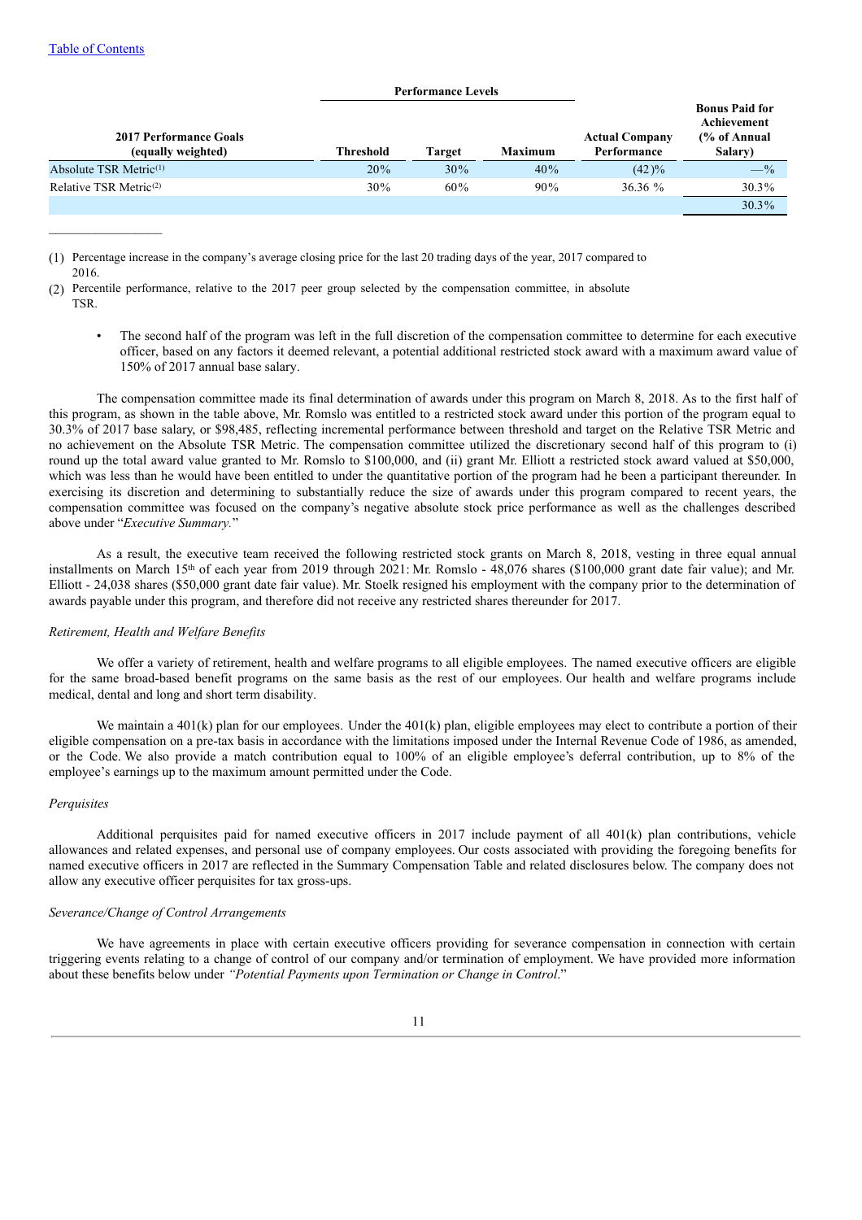| 2017 Performance Goals (equally weighted) | Performance Levels | | | Actual Company Performance | Bonus Paid for Achievement (% of Annual Salary) |
|---|---|---|---|---|---|
| | Threshold | Target | Maximum | | |
| Absolute TSR Metric[(1)] | 20% | 30% | 40% | (42)% | —% |
| Relative TSR Metric[(2)] | 30% | 60% | 90% | 36.36 % | 30.3% |
| | | | | | 30.3% |

(1) Percentage increase in the company's average closing price for the last 20 trading days of the year, 2017 compared to 2016.

(2) Percentile performance, relative to the 2017 peer group selected by the compensation committee, in absolute TSR.

- The second half of the program was left in the full discretion of the compensation committee to determine for each executive officer, based on any factors it deemed relevant, a potential additional restricted stock award with a maximum award value of 150% of 2017 annual base salary.

The compensation committee made its final determination of awards under this program on March 8, 2018. As to the first half of this program, as shown in the table above, Mr. Romslo was entitled to a restricted stock award under this portion of the program equal to 30.3% of 2017 base salary, or $98,485, reflecting incremental performance between threshold and target on the Relative TSR Metric and no achievement on the Absolute TSR Metric. The compensation committee utilized the discretionary second half of this program to (i) round up the total award value granted to Mr. Romslo to $100,000, and (ii) grant Mr. Elliott a restricted stock award valued at $50,000, which was less than he would have been entitled to under the quantitative portion of the program had he been a participant thereunder. In exercising its discretion and determining to substantially reduce the size of awards under this program compared to recent years, the compensation committee was focused on the company's negative absolute stock price performance as well as the challenges described above under "*Executive Summary.*"

As a result, the executive team received the following restricted stock grants on March 8, 2018, vesting in three equal annual installments on March 15th of each year from 2019 through 2021: Mr. Romslo - 48,076 shares ($100,000 grant date fair value); and Mr. Elliott - 24,038 shares ($50,000 grant date fair value). Mr. Stoelk resigned his employment with the company prior to the determination of awards payable under this program, and therefore did not receive any restricted shares thereunder for 2017.

*Retirement, Health and Welfare Benefits*

We offer a variety of retirement, health and welfare programs to all eligible employees. The named executive officers are eligible for the same broad-based benefit programs on the same basis as the rest of our employees. Our health and welfare programs include medical, dental and long and short term disability.

We maintain a 401(k) plan for our employees. Under the 401(k) plan, eligible employees may elect to contribute a portion of their eligible compensation on a pre-tax basis in accordance with the limitations imposed under the Internal Revenue Code of 1986, as amended, or the Code. We also provide a match contribution equal to 100% of an eligible employee's deferral contribution, up to 8% of the employee's earnings up to the maximum amount permitted under the Code.

*Perquisites*

Additional perquisites paid for named executive officers in 2017 include payment of all 401(k) plan contributions, vehicle allowances and related expenses, and personal use of company employees. Our costs associated with providing the foregoing benefits for named executive officers in 2017 are reflected in the Summary Compensation Table and related disclosures below. The company does not allow any executive officer perquisites for tax gross-ups.

*Severance/Change of Control Arrangements*

We have agreements in place with certain executive officers providing for severance compensation in connection with certain triggering events relating to a change of control of our company and/or termination of employment. We have provided more information about these benefits below under *"Potential Payments upon Termination or Change in Control*."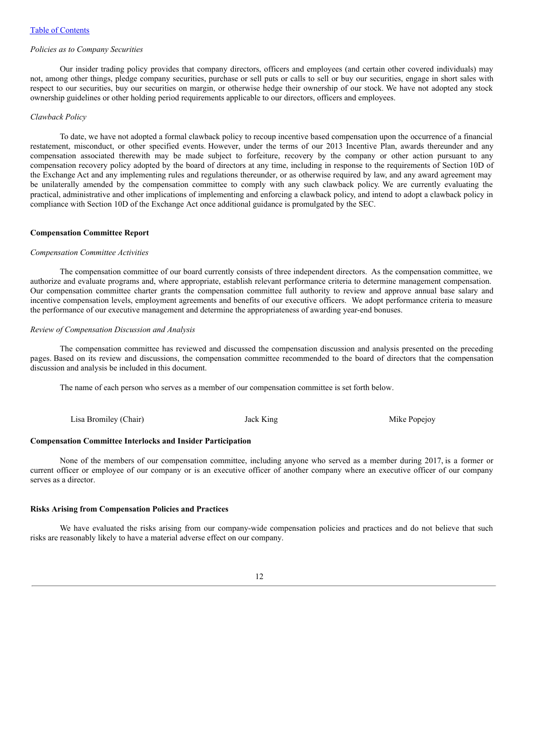*Policies as to Company Securities*

Our insider trading policy provides that company directors, officers and employees (and certain other covered individuals) may not, among other things, pledge company securities, purchase or sell puts or calls to sell or buy our securities, engage in short sales with respect to our securities, buy our securities on margin, or otherwise hedge their ownership of our stock. We have not adopted any stock ownership guidelines or other holding period requirements applicable to our directors, officers and employees.

*Clawback Policy*

To date, we have not adopted a formal clawback policy to recoup incentive based compensation upon the occurrence of a financial restatement, misconduct, or other specified events. However, under the terms of our 2013 Incentive Plan, awards thereunder and any compensation associated therewith may be made subject to forfeiture, recovery by the company or other action pursuant to any compensation recovery policy adopted by the board of directors at any time, including in response to the requirements of Section 10D of the Exchange Act and any implementing rules and regulations thereunder, or as otherwise required by law, and any award agreement may be unilaterally amended by the compensation committee to comply with any such clawback policy. We are currently evaluating the practical, administrative and other implications of implementing and enforcing a clawback policy, and intend to adopt a clawback policy in compliance with Section 10D of the Exchange Act once additional guidance is promulgated by the SEC.

**Compensation Committee Report**

*Compensation Committee Activities*

The compensation committee of our board currently consists of three independent directors. As the compensation committee, we authorize and evaluate programs and, where appropriate, establish relevant performance criteria to determine management compensation. Our compensation committee charter grants the compensation committee full authority to review and approve annual base salary and incentive compensation levels, employment agreements and benefits of our executive officers. We adopt performance criteria to measure the performance of our executive management and determine the appropriateness of awarding year-end bonuses.

*Review of Compensation Discussion and Analysis*

The compensation committee has reviewed and discussed the compensation discussion and analysis presented on the preceding pages. Based on its review and discussions, the compensation committee recommended to the board of directors that the compensation discussion and analysis be included in this document.

The name of each person who serves as a member of our compensation committee is set forth below.

Lisa Bromiley (Chair) Jack King Mike Popejoy

**Compensation Committee Interlocks and Insider Participation**

None of the members of our compensation committee, including anyone who served as a member during 2017, is a former or current officer or employee of our company or is an executive officer of another company where an executive officer of our company serves as a director.

**Risks Arising from Compensation Policies and Practices**

We have evaluated the risks arising from our company-wide compensation policies and practices and do not believe that such risks are reasonably likely to have a material adverse effect on our company.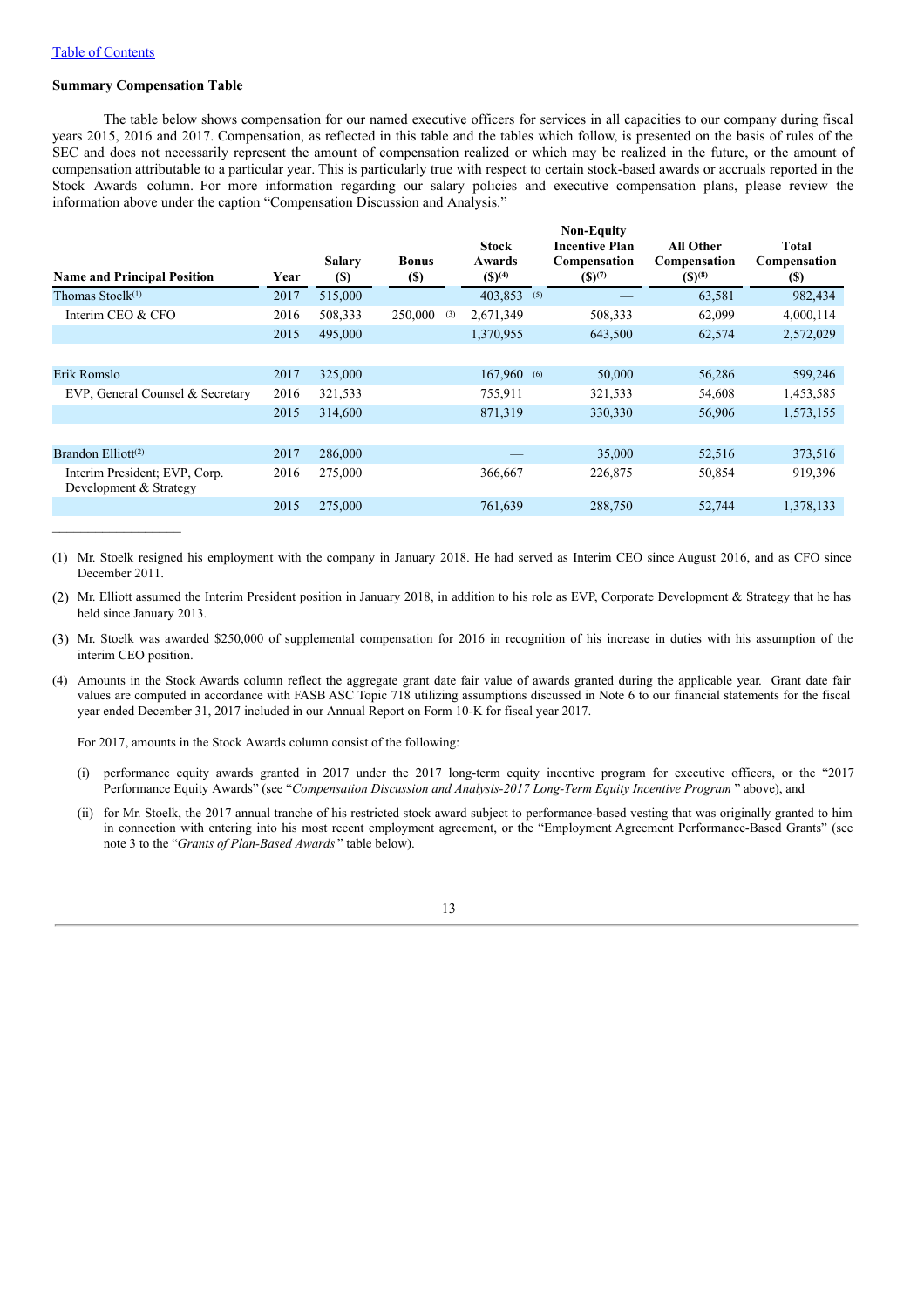[Table of Contents](#)

**Summary Compensation Table**

The table below shows compensation for our named executive officers for services in all capacities to our company during fiscal years 2015, 2016 and 2017. Compensation, as reflected in this table and the tables which follow, is presented on the basis of rules of the SEC and does not necessarily represent the amount of compensation realized or which may be realized in the future, or the amount of compensation attributable to a particular year. This is particularly true with respect to certain stock-based awards or accruals reported in the Stock Awards column. For more information regarding our salary policies and executive compensation plans, please review the information above under the caption "Compensation Discussion and Analysis."

| Name and Principal Position | Year | Salary ($) | Bonus ($) | Stock Awards ($)[4] | Non-Equity Incentive Plan Compensation ($)[7] | All Other Compensation ($)[8] | Total Compensation ($) |
|---|---|---|---|---|---|---|---|
| Thomas Stoelk[1] | 2017 | 515,000 | | 403,853 [5] | — | 63,581 | 982,434 |
| Interim CEO & CFO | 2016 | 508,333 | 250,000 [3] | 2,671,349 | 508,333 | 62,099 | 4,000,114 |
| | 2015 | 495,000 | | 1,370,955 | 643,500 | 62,574 | 2,572,029 |
| Erik Romslo | 2017 | 325,000 | | 167,960 [6] | 50,000 | 56,286 | 599,246 |
| EVP, General Counsel & Secretary | 2016 | 321,533 | | 755,911 | 321,533 | 54,608 | 1,453,585 |
| | 2015 | 314,600 | | 871,319 | 330,330 | 56,906 | 1,573,155 |
| Brandon Elliott[2] | 2017 | 286,000 | | — | 35,000 | 52,516 | 373,516 |
| Interim President; EVP, Corp. Development & Strategy | 2016 | 275,000 | | 366,667 | 226,875 | 50,854 | 919,396 |
| | 2015 | 275,000 | | 761,639 | 288,750 | 52,744 | 1,378,133 |

(1) Mr. Stoelk resigned his employment with the company in January 2018. He had served as Interim CEO since August 2016, and as CFO since December 2011.

(2) Mr. Elliott assumed the Interim President position in January 2018, in addition to his role as EVP, Corporate Development & Strategy that he has held since January 2013.

(3) Mr. Stoelk was awarded $250,000 of supplemental compensation for 2016 in recognition of his increase in duties with his assumption of the interim CEO position.

(4) Amounts in the Stock Awards column reflect the aggregate grant date fair value of awards granted during the applicable year. Grant date fair values are computed in accordance with FASB ASC Topic 718 utilizing assumptions discussed in Note 6 to our financial statements for the fiscal year ended December 31, 2017 included in our Annual Report on Form 10-K for fiscal year 2017.

For 2017, amounts in the Stock Awards column consist of the following:

(i) performance equity awards granted in 2017 under the 2017 long-term equity incentive program for executive officers, or the "2017 Performance Equity Awards" (see "*Compensation Discussion and Analysis-2017 Long-Term Equity Incentive Program* " above), and

(ii) for Mr. Stoelk, the 2017 annual tranche of his restricted stock award subject to performance-based vesting that was originally granted to him in connection with entering into his most recent employment agreement, or the "Employment Agreement Performance-Based Grants" (see note 3 to the "*Grants of Plan-Based Awards* " table below).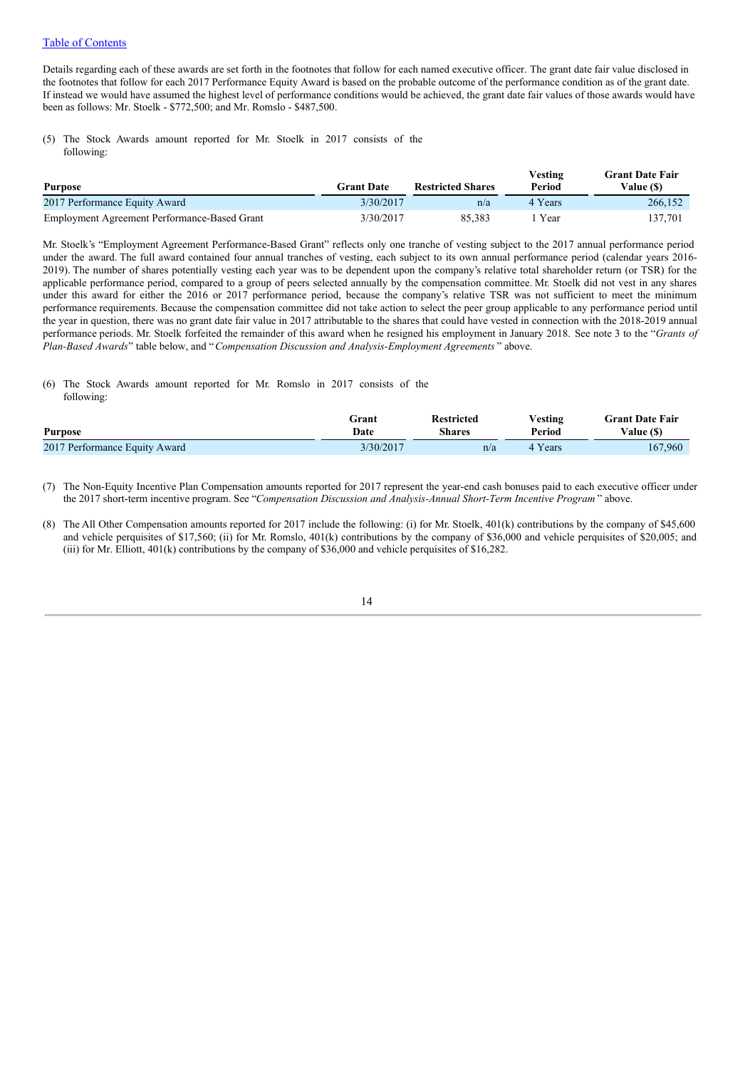[Table of Contents](#)

Details regarding each of these awards are set forth in the footnotes that follow for each named executive officer. The grant date fair value disclosed in the footnotes that follow for each 2017 Performance Equity Award is based on the probable outcome of the performance condition as of the grant date. If instead we would have assumed the highest level of performance conditions would be achieved, the grant date fair values of those awards would have been as follows: Mr. Stoelk - $772,500; and Mr. Romslo - $487,500.

(5) The Stock Awards amount reported for Mr. Stoelk in 2017 consists of the following:

| Purpose | Grant Date | Restricted Shares | Vesting Period | Grant Date Fair Value ($) |
|---|---|---|---|---|
| 2017 Performance Equity Award | 3/30/2017 | n/a | 4 Years | 266,152 |
| Employment Agreement Performance-Based Grant | 3/30/2017 | 85,383 | 1 Year | 137,701 |

Mr. Stoelk's "Employment Agreement Performance-Based Grant" reflects only one tranche of vesting subject to the 2017 annual performance period under the award. The full award contained four annual tranches of vesting, each subject to its own annual performance period (calendar years 2016-2019). The number of shares potentially vesting each year was to be dependent upon the company's relative total shareholder return (or TSR) for the applicable performance period, compared to a group of peers selected annually by the compensation committee. Mr. Stoelk did not vest in any shares under this award for either the 2016 or 2017 performance period, because the company's relative TSR was not sufficient to meet the minimum performance requirements. Because the compensation committee did not take action to select the peer group applicable to any performance period until the year in question, there was no grant date fair value in 2017 attributable to the shares that could have vested in connection with the 2018-2019 annual performance periods. Mr. Stoelk forfeited the remainder of this award when he resigned his employment in January 2018. See note 3 to the "*Grants of Plan-Based Awards*" table below, and "*Compensation Discussion and Analysis-Employment Agreements*" above.

(6) The Stock Awards amount reported for Mr. Romslo in 2017 consists of the following:

| Purpose | Grant Date | Restricted Shares | Vesting Period | Grant Date Fair Value ($) |
|---|---|---|---|---|
| 2017 Performance Equity Award | 3/30/2017 | n/a | 4 Years | 167,960 |

(7) The Non-Equity Incentive Plan Compensation amounts reported for 2017 represent the year-end cash bonuses paid to each executive officer under the 2017 short-term incentive program. See "*Compensation Discussion and Analysis-Annual Short-Term Incentive Program*" above.

(8) The All Other Compensation amounts reported for 2017 include the following: (i) for Mr. Stoelk, 401(k) contributions by the company of $45,600 and vehicle perquisites of $17,560; (ii) for Mr. Romslo, 401(k) contributions by the company of $36,000 and vehicle perquisites of $20,005; and (iii) for Mr. Elliott, 401(k) contributions by the company of $36,000 and vehicle perquisites of $16,282.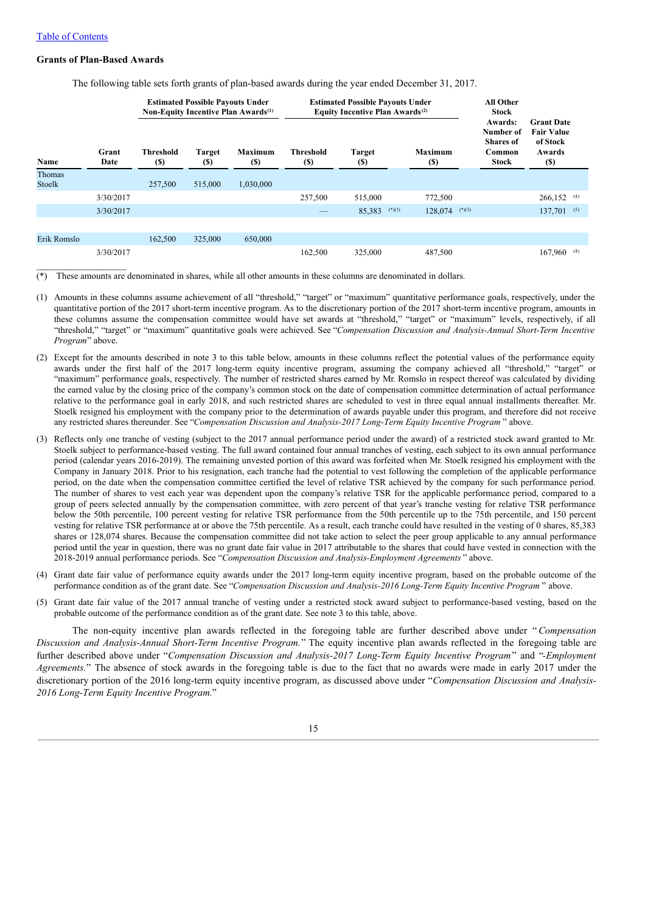[Table of Contents](#)

### Grants of Plan-Based Awards

The following table sets forth grants of plan-based awards during the year ended December 31, 2017.

| Name | Grant Date | Estimated Possible Payouts Under Non-Equity Incentive Plan Awards[1] | | | Estimated Possible Payouts Under Equity Incentive Plan Awards[2] | | | All Other Stock Awards: Number of Shares of Common Stock | Grant Date Fair Value of Stock Awards ($) |
|---|---|---|---|---|---|---|---|---|---|
| | | Threshold ($) | Target ($) | Maximum ($) | Threshold ($) | Target ($) | Maximum ($) | | |
| Thomas Stoelk | | 257,500 | 515,000 | 1,030,000 | | | | | |
| | 3/30/2017 | | | | 257,500 | 515,000 | 772,500 | | 266,152 [4] |
| | 3/30/2017 | | | | — | 85,383 [*][3] | 128,074 [*][3] | | 137,701 [5] |
| Erik Romslo | | 162,500 | 325,000 | 650,000 | | | | | |
| | 3/30/2017 | | | | 162,500 | 325,000 | 487,500 | | 167,960 [4] |

(*) These amounts are denominated in shares, while all other amounts in these columns are denominated in dollars.

(1) Amounts in these columns assume achievement of all "threshold," "target" or "maximum" quantitative performance goals, respectively, under the quantitative portion of the 2017 short-term incentive program. As to the discretionary portion of the 2017 short-term incentive program, amounts in these columns assume the compensation committee would have set awards at "threshold," "target" or "maximum" levels, respectively, if all "threshold," "target" or "maximum" quantitative goals were achieved. See "*Compensation Discussion and Analysis-Annual Short-Term Incentive Program*" above.

(2) Except for the amounts described in note 3 to this table below, amounts in these columns reflect the potential values of the performance equity awards under the first half of the 2017 long-term equity incentive program, assuming the company achieved all "threshold," "target" or "maximum" performance goals, respectively. The number of restricted shares earned by Mr. Romslo in respect thereof was calculated by dividing the earned value by the closing price of the company's common stock on the date of compensation committee determination of actual performance relative to the performance goal in early 2018, and such restricted shares are scheduled to vest in three equal annual installments thereafter. Mr. Stoelk resigned his employment with the company prior to the determination of awards payable under this program, and therefore did not receive any restricted shares thereunder. See "*Compensation Discussion and Analysis-2017 Long-Term Equity Incentive Program*" above.

(3) Reflects only one tranche of vesting (subject to the 2017 annual performance period under the award) of a restricted stock award granted to Mr. Stoelk subject to performance-based vesting. The full award contained four annual tranches of vesting, each subject to its own annual performance period (calendar years 2016-2019). The remaining unvested portion of this award was forfeited when Mr. Stoelk resigned his employment with the Company in January 2018. Prior to his resignation, each tranche had the potential to vest following the completion of the applicable performance period, on the date when the compensation committee certified the level of relative TSR achieved by the company for such performance period. The number of shares to vest each year was dependent upon the company's relative TSR for the applicable performance period, compared to a group of peers selected annually by the compensation committee, with zero percent of that year's tranche vesting for relative TSR performance below the 50th percentile, 100 percent vesting for relative TSR performance from the 50th percentile up to the 75th percentile, and 150 percent vesting for relative TSR performance at or above the 75th percentile. As a result, each tranche could have resulted in the vesting of 0 shares, 85,383 shares or 128,074 shares. Because the compensation committee did not take action to select the peer group applicable to any annual performance period until the year in question, there was no grant date fair value in 2017 attributable to the shares that could have vested in connection with the 2018-2019 annual performance periods. See "*Compensation Discussion and Analysis-Employment Agreements*" above.

(4) Grant date fair value of performance equity awards under the 2017 long-term equity incentive program, based on the probable outcome of the performance condition as of the grant date. See "*Compensation Discussion and Analysis-2016 Long-Term Equity Incentive Program*" above.

(5) Grant date fair value of the 2017 annual tranche of vesting under a restricted stock award subject to performance-based vesting, based on the probable outcome of the performance condition as of the grant date. See note 3 to this table, above.

The non-equity incentive plan awards reflected in the foregoing table are further described above under "*Compensation Discussion and Analysis-Annual Short-Term Incentive Program.*" The equity incentive plan awards reflected in the foregoing table are further described above under "*Compensation Discussion and Analysis-2017 Long-Term Equity Incentive Program*" and "*-Employment Agreements.*" The absence of stock awards in the foregoing table is due to the fact that no awards were made in early 2017 under the discretionary portion of the 2016 long-term equity incentive program, as discussed above under "*Compensation Discussion and Analysis-2016 Long-Term Equity Incentive Program.*"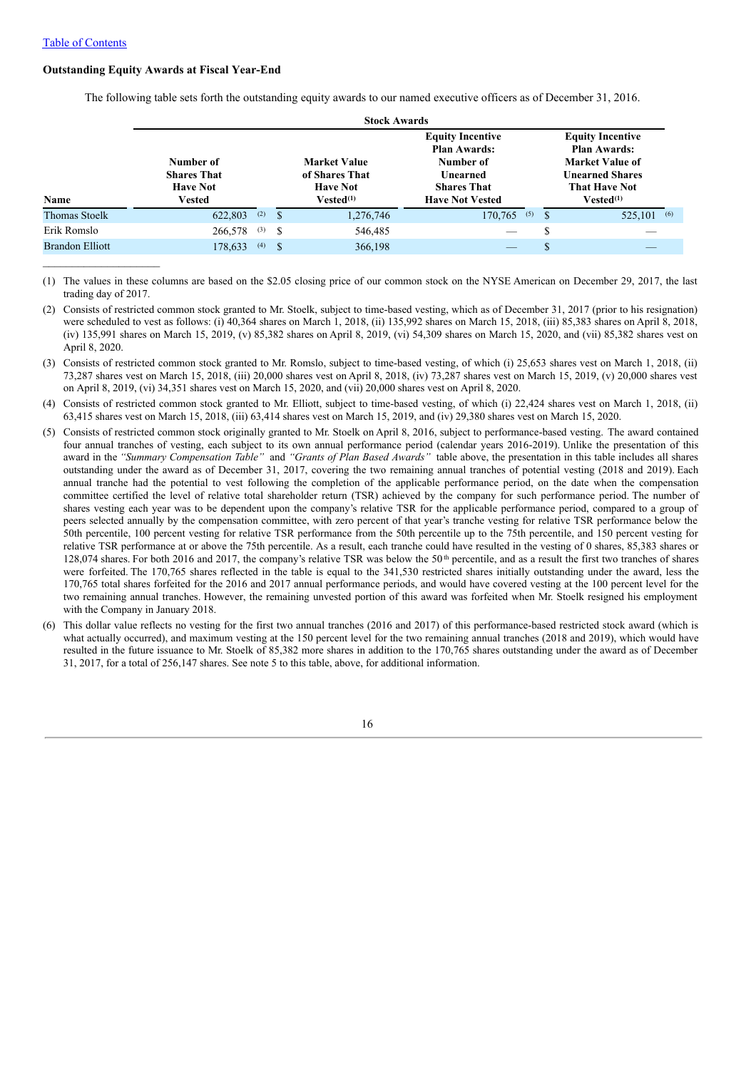[Table of Contents](#)

**Outstanding Equity Awards at Fiscal Year-End**

The following table sets forth the outstanding equity awards to our named executive officers as of December 31, 2016.

| | Stock Awards | | | |
|---|---|---|---|---|
| Name | Number of Shares That Have Not Vested | Market Value of Shares That Have Not Vested[(1)] | Equity Incentive Plan Awards: Number of Unearned Shares That Have Not Vested | Equity Incentive Plan Awards: Market Value of Unearned Shares That Have Not Vested[(1)] |
| Thomas Stoelk | 622,803 [(2)] | $ 1,276,746 | 170,765 [(5)] | $ 525,101 [(6)] |
| Erik Romslo | 266,578 [(3)] | $ 546,485 | — | $ — |
| Brandon Elliott | 178,633 [(4)] | $ 366,198 | — | $ — |

(1) The values in these columns are based on the $2.05 closing price of our common stock on the NYSE American on December 29, 2017, the last trading day of 2017.

(2) Consists of restricted common stock granted to Mr. Stoelk, subject to time-based vesting, which as of December 31, 2017 (prior to his resignation) were scheduled to vest as follows: (i) 40,364 shares on March 1, 2018, (ii) 135,992 shares on March 15, 2018, (iii) 85,383 shares on April 8, 2018, (iv) 135,991 shares on March 15, 2019, (v) 85,382 shares on April 8, 2019, (vi) 54,309 shares on March 15, 2020, and (vii) 85,382 shares vest on April 8, 2020.

(3) Consists of restricted common stock granted to Mr. Romslo, subject to time-based vesting, of which (i) 25,653 shares vest on March 1, 2018, (ii) 73,287 shares vest on March 15, 2018, (iii) 20,000 shares vest on April 8, 2018, (iv) 73,287 shares vest on March 15, 2019, (v) 20,000 shares vest on April 8, 2019, (vi) 34,351 shares vest on March 15, 2020, and (vii) 20,000 shares vest on April 8, 2020.

(4) Consists of restricted common stock granted to Mr. Elliott, subject to time-based vesting, of which (i) 22,424 shares vest on March 1, 2018, (ii) 63,415 shares vest on March 15, 2018, (iii) 63,414 shares vest on March 15, 2019, and (iv) 29,380 shares vest on March 15, 2020.

(5) Consists of restricted common stock originally granted to Mr. Stoelk on April 8, 2016, subject to performance-based vesting. The award contained four annual tranches of vesting, each subject to its own annual performance period (calendar years 2016-2019). Unlike the presentation of this award in the *"Summary Compensation Table"* and *"Grants of Plan Based Awards"* table above, the presentation in this table includes all shares outstanding under the award as of December 31, 2017, covering the two remaining annual tranches of potential vesting (2018 and 2019). Each annual tranche had the potential to vest following the completion of the applicable performance period, on the date when the compensation committee certified the level of relative total shareholder return (TSR) achieved by the company for such performance period. The number of shares vesting each year was to be dependent upon the company's relative TSR for the applicable performance period, compared to a group of peers selected annually by the compensation committee, with zero percent of that year's tranche vesting for relative TSR performance below the 50th percentile, 100 percent vesting for relative TSR performance from the 50th percentile up to the 75th percentile, and 150 percent vesting for relative TSR performance at or above the 75th percentile. As a result, each tranche could have resulted in the vesting of 0 shares, 85,383 shares or 128,074 shares. For both 2016 and 2017, the company's relative TSR was below the 50th percentile, and as a result the first two tranches of shares were forfeited. The 170,765 shares reflected in the table is equal to the 341,530 restricted shares initially outstanding under the award, less the 170,765 total shares forfeited for the 2016 and 2017 annual performance periods, and would have covered vesting at the 100 percent level for the two remaining annual tranches. However, the remaining unvested portion of this award was forfeited when Mr. Stoelk resigned his employment with the Company in January 2018.

(6) This dollar value reflects no vesting for the first two annual tranches (2016 and 2017) of this performance-based restricted stock award (which is what actually occurred), and maximum vesting at the 150 percent level for the two remaining annual tranches (2018 and 2019), which would have resulted in the future issuance to Mr. Stoelk of 85,382 more shares in addition to the 170,765 shares outstanding under the award as of December 31, 2017, for a total of 256,147 shares. See note 5 to this table, above, for additional information.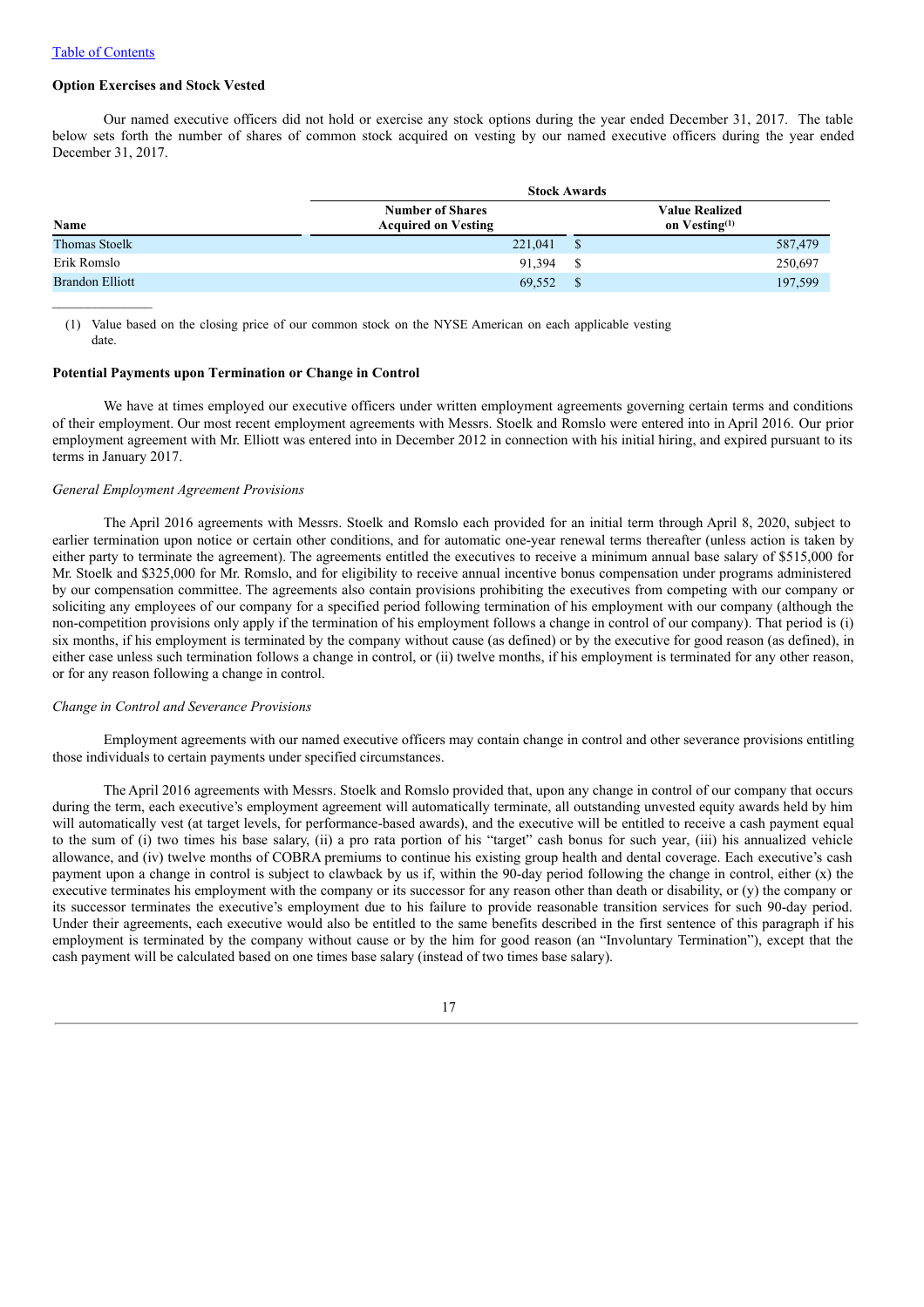[Table of Contents](#)

### Option Exercises and Stock Vested

Our named executive officers did not hold or exercise any stock options during the year ended December 31, 2017. The table below sets forth the number of shares of common stock acquired on vesting by our named executive officers during the year ended December 31, 2017.

| | Stock Awards | |
|---|---|---|
| Name | Number of Shares Acquired on Vesting | Value Realized on Vesting[(1)] |
| Thomas Stoelk | 221,041 | $ 587,479 |
| Erik Romslo | 91,394 | $ 250,697 |
| Brandon Elliott | 69,552 | $ 197,599 |

(1) Value based on the closing price of our common stock on the NYSE American on each applicable vesting date.

### Potential Payments upon Termination or Change in Control

We have at times employed our executive officers under written employment agreements governing certain terms and conditions of their employment. Our most recent employment agreements with Messrs. Stoelk and Romslo were entered into in April 2016. Our prior employment agreement with Mr. Elliott was entered into in December 2012 in connection with his initial hiring, and expired pursuant to its terms in January 2017.

*General Employment Agreement Provisions*

The April 2016 agreements with Messrs. Stoelk and Romslo each provided for an initial term through April 8, 2020, subject to earlier termination upon notice or certain other conditions, and for automatic one-year renewal terms thereafter (unless action is taken by either party to terminate the agreement). The agreements entitled the executives to receive a minimum annual base salary of $515,000 for Mr. Stoelk and $325,000 for Mr. Romslo, and for eligibility to receive annual incentive bonus compensation under programs administered by our compensation committee. The agreements also contain provisions prohibiting the executives from competing with our company or soliciting any employees of our company for a specified period following termination of his employment with our company (although the non-competition provisions only apply if the termination of his employment follows a change in control of our company). That period is (i) six months, if his employment is terminated by the company without cause (as defined) or by the executive for good reason (as defined), in either case unless such termination follows a change in control, or (ii) twelve months, if his employment is terminated for any other reason, or for any reason following a change in control.

*Change in Control and Severance Provisions*

Employment agreements with our named executive officers may contain change in control and other severance provisions entitling those individuals to certain payments under specified circumstances.

The April 2016 agreements with Messrs. Stoelk and Romslo provided that, upon any change in control of our company that occurs during the term, each executive's employment agreement will automatically terminate, all outstanding unvested equity awards held by him will automatically vest (at target levels, for performance-based awards), and the executive will be entitled to receive a cash payment equal to the sum of (i) two times his base salary, (ii) a pro rata portion of his "target" cash bonus for such year, (iii) his annualized vehicle allowance, and (iv) twelve months of COBRA premiums to continue his existing group health and dental coverage. Each executive's cash payment upon a change in control is subject to clawback by us if, within the 90-day period following the change in control, either (x) the executive terminates his employment with the company or its successor for any reason other than death or disability, or (y) the company or its successor terminates the executive's employment due to his failure to provide reasonable transition services for such 90-day period. Under their agreements, each executive would also be entitled to the same benefits described in the first sentence of this paragraph if his employment is terminated by the company without cause or by the him for good reason (an "Involuntary Termination"), except that the cash payment will be calculated based on one times base salary (instead of two times base salary).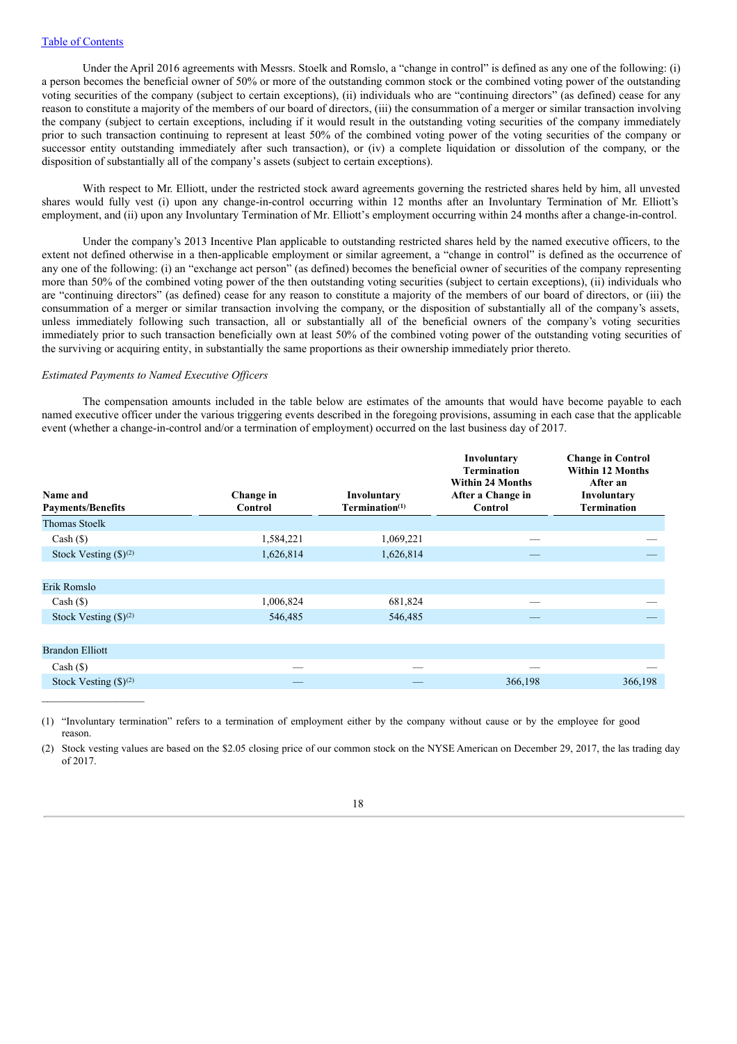Under the April 2016 agreements with Messrs. Stoelk and Romslo, a "change in control" is defined as any one of the following: (i) a person becomes the beneficial owner of 50% or more of the outstanding common stock or the combined voting power of the outstanding voting securities of the company (subject to certain exceptions), (ii) individuals who are "continuing directors" (as defined) cease for any reason to constitute a majority of the members of our board of directors, (iii) the consummation of a merger or similar transaction involving the company (subject to certain exceptions, including if it would result in the outstanding voting securities of the company immediately prior to such transaction continuing to represent at least 50% of the combined voting power of the voting securities of the company or successor entity outstanding immediately after such transaction), or (iv) a complete liquidation or dissolution of the company, or the disposition of substantially all of the company's assets (subject to certain exceptions).

With respect to Mr. Elliott, under the restricted stock award agreements governing the restricted shares held by him, all unvested shares would fully vest (i) upon any change-in-control occurring within 12 months after an Involuntary Termination of Mr. Elliott's employment, and (ii) upon any Involuntary Termination of Mr. Elliott's employment occurring within 24 months after a change-in-control.

Under the company's 2013 Incentive Plan applicable to outstanding restricted shares held by the named executive officers, to the extent not defined otherwise in a then-applicable employment or similar agreement, a "change in control" is defined as the occurrence of any one of the following: (i) an "exchange act person" (as defined) becomes the beneficial owner of securities of the company representing more than 50% of the combined voting power of the then outstanding voting securities (subject to certain exceptions), (ii) individuals who are "continuing directors" (as defined) cease for any reason to constitute a majority of the members of our board of directors, or (iii) the consummation of a merger or similar transaction involving the company, or the disposition of substantially all of the company's assets, unless immediately following such transaction, all or substantially all of the beneficial owners of the company's voting securities immediately prior to such transaction beneficially own at least 50% of the combined voting power of the outstanding voting securities of the surviving or acquiring entity, in substantially the same proportions as their ownership immediately prior thereto.

*Estimated Payments to Named Executive Officers*

The compensation amounts included in the table below are estimates of the amounts that would have become payable to each named executive officer under the various triggering events described in the foregoing provisions, assuming in each case that the applicable event (whether a change-in-control and/or a termination of employment) occurred on the last business day of 2017.

| Name and Payments/Benefits | Change in Control | Involuntary Termination(1) | Involuntary Termination Within 24 Months After a Change in Control | Change in Control Within 12 Months After an Involuntary Termination |
|---|---|---|---|---|
| Thomas Stoelk | | | | |
| Cash ($) | 1,584,221 | 1,069,221 | — | — |
| Stock Vesting ($)(2) | 1,626,814 | 1,626,814 | — | — |
| | | | | |
| Erik Romslo | | | | |
| Cash ($) | 1,006,824 | 681,824 | — | — |
| Stock Vesting ($)(2) | 546,485 | 546,485 | — | — |
| | | | | |
| Brandon Elliott | | | | |
| Cash ($) | — | — | — | — |
| Stock Vesting ($)(2) | — | — | 366,198 | 366,198 |

(1) "Involuntary termination" refers to a termination of employment either by the company without cause or by the employee for good reason.

(2) Stock vesting values are based on the $2.05 closing price of our common stock on the NYSE American on December 29, 2017, the las trading day of 2017.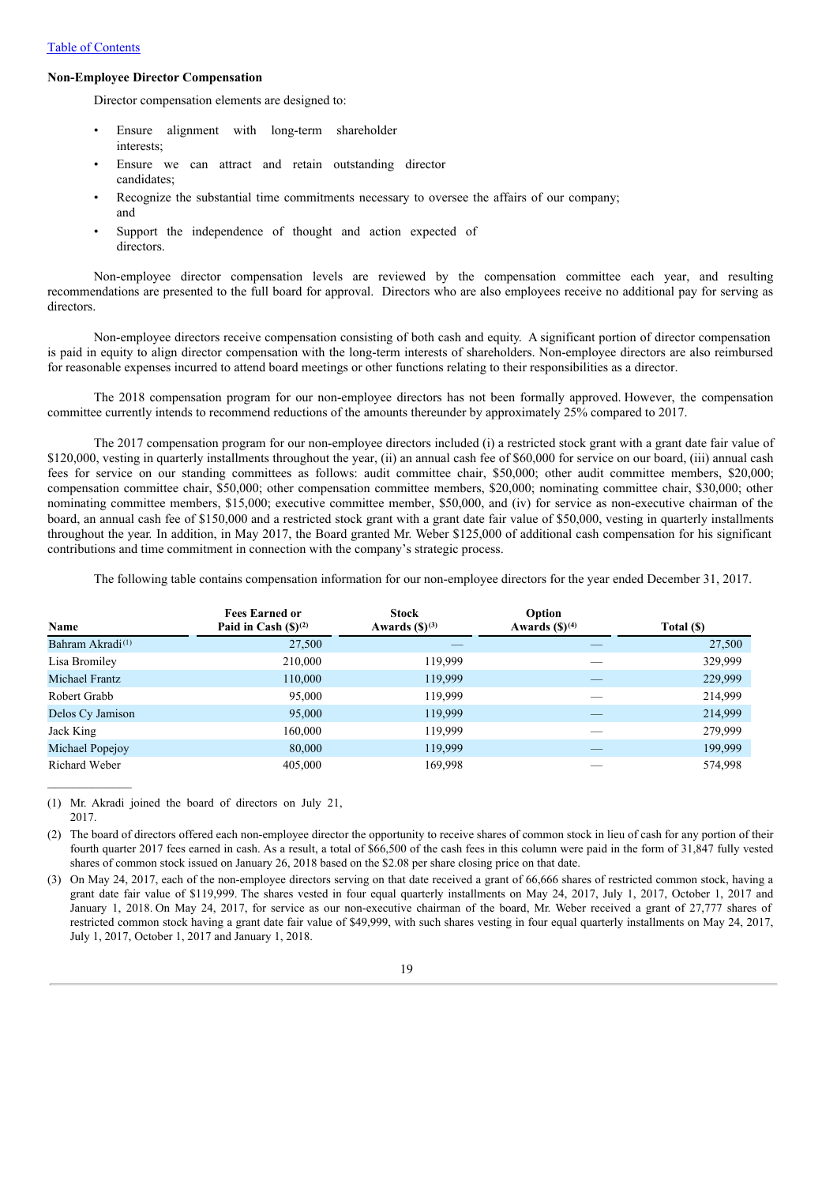### Non-Employee Director Compensation

Director compensation elements are designed to:

- Ensure alignment with long-term shareholder interests;
- Ensure we can attract and retain outstanding director candidates;
- Recognize the substantial time commitments necessary to oversee the affairs of our company; and
- Support the independence of thought and action expected of directors.

Non-employee director compensation levels are reviewed by the compensation committee each year, and resulting recommendations are presented to the full board for approval. Directors who are also employees receive no additional pay for serving as directors.

Non-employee directors receive compensation consisting of both cash and equity. A significant portion of director compensation is paid in equity to align director compensation with the long-term interests of shareholders. Non-employee directors are also reimbursed for reasonable expenses incurred to attend board meetings or other functions relating to their responsibilities as a director.

The 2018 compensation program for our non-employee directors has not been formally approved. However, the compensation committee currently intends to recommend reductions of the amounts thereunder by approximately 25% compared to 2017.

The 2017 compensation program for our non-employee directors included (i) a restricted stock grant with a grant date fair value of $120,000, vesting in quarterly installments throughout the year, (ii) an annual cash fee of $60,000 for service on our board, (iii) annual cash fees for service on our standing committees as follows: audit committee chair, $50,000; other audit committee members, $20,000; compensation committee chair, $50,000; other compensation committee members, $20,000; nominating committee chair, $30,000; other nominating committee members, $15,000; executive committee member, $50,000, and (iv) for service as non-executive chairman of the board, an annual cash fee of $150,000 and a restricted stock grant with a grant date fair value of $50,000, vesting in quarterly installments throughout the year. In addition, in May 2017, the Board granted Mr. Weber $125,000 of additional cash compensation for his significant contributions and time commitment in connection with the company's strategic process.

The following table contains compensation information for our non-employee directors for the year ended December 31, 2017.

| Name | Fees Earned or Paid in Cash ($)[(2)] | Stock Awards ($)[(3)] | Option Awards ($)[(4)] | Total ($) |
|---|---|---|---|---|
| Bahram Akradi[(1)] | 27,500 | — | — | 27,500 |
| Lisa Bromiley | 210,000 | 119,999 | — | 329,999 |
| Michael Frantz | 110,000 | 119,999 | — | 229,999 |
| Robert Grabb | 95,000 | 119,999 | — | 214,999 |
| Delos Cy Jamison | 95,000 | 119,999 | — | 214,999 |
| Jack King | 160,000 | 119,999 | — | 279,999 |
| Michael Popejoy | 80,000 | 119,999 | — | 199,999 |
| Richard Weber | 405,000 | 169,998 | — | 574,998 |

(1) Mr. Akradi joined the board of directors on July 21, 2017.

(2) The board of directors offered each non-employee director the opportunity to receive shares of common stock in lieu of cash for any portion of their fourth quarter 2017 fees earned in cash. As a result, a total of $66,500 of the cash fees in this column were paid in the form of 31,847 fully vested shares of common stock issued on January 26, 2018 based on the $2.08 per share closing price on that date.

(3) On May 24, 2017, each of the non-employee directors serving on that date received a grant of 66,666 shares of restricted common stock, having a grant date fair value of $119,999. The shares vested in four equal quarterly installments on May 24, 2017, July 1, 2017, October 1, 2017 and January 1, 2018. On May 24, 2017, for service as our non-executive chairman of the board, Mr. Weber received a grant of 27,777 shares of restricted common stock having a grant date fair value of $49,999, with such shares vesting in four equal quarterly installments on May 24, 2017, July 1, 2017, October 1, 2017 and January 1, 2018.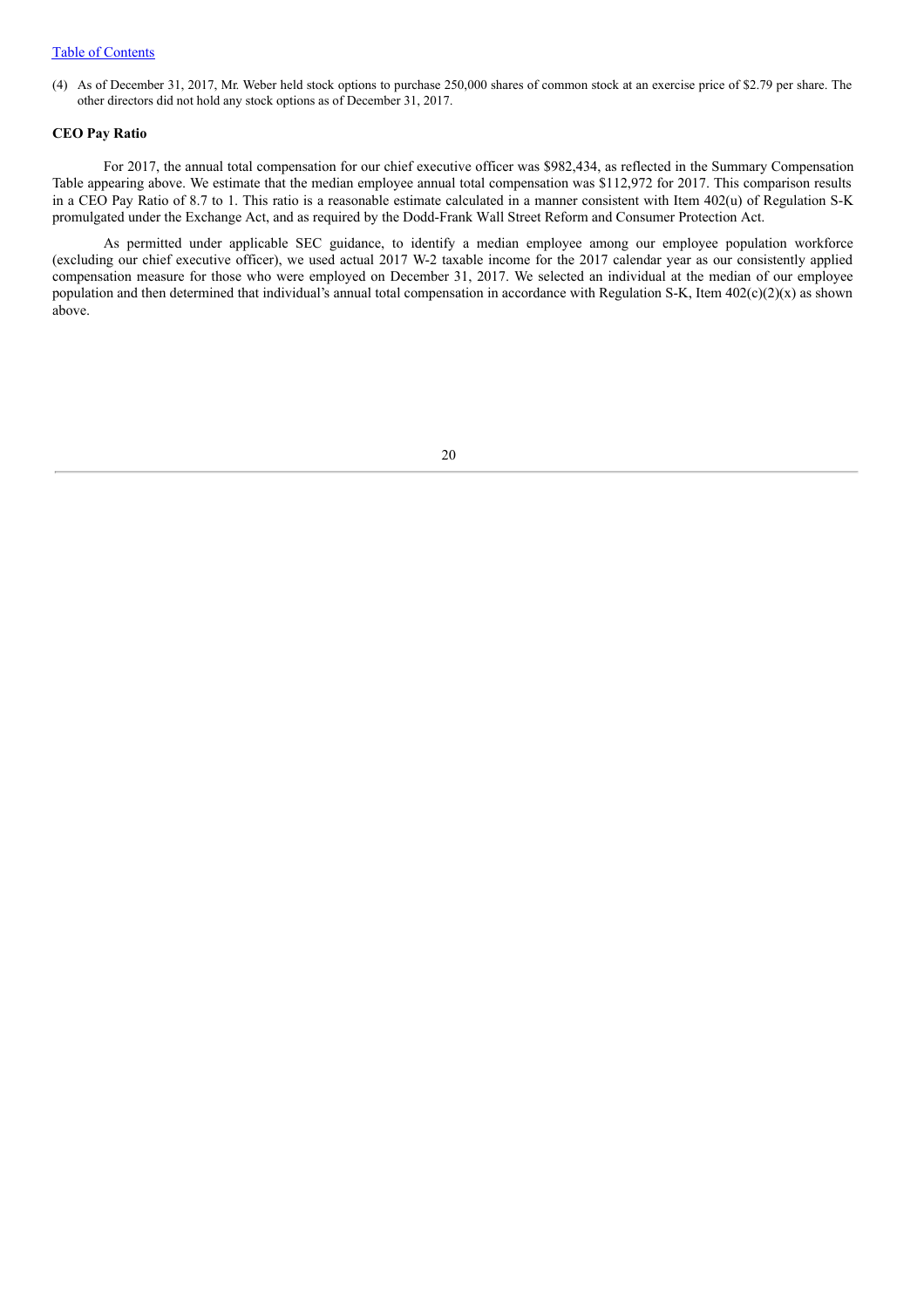(4) As of December 31, 2017, Mr. Weber held stock options to purchase 250,000 shares of common stock at an exercise price of $2.79 per share. The other directors did not hold any stock options as of December 31, 2017.

**CEO Pay Ratio**

For 2017, the annual total compensation for our chief executive officer was $982,434, as reflected in the Summary Compensation Table appearing above. We estimate that the median employee annual total compensation was $112,972 for 2017. This comparison results in a CEO Pay Ratio of 8.7 to 1. This ratio is a reasonable estimate calculated in a manner consistent with Item 402(u) of Regulation S-K promulgated under the Exchange Act, and as required by the Dodd-Frank Wall Street Reform and Consumer Protection Act.

As permitted under applicable SEC guidance, to identify a median employee among our employee population workforce (excluding our chief executive officer), we used actual 2017 W-2 taxable income for the 2017 calendar year as our consistently applied compensation measure for those who were employed on December 31, 2017. We selected an individual at the median of our employee population and then determined that individual's annual total compensation in accordance with Regulation S-K, Item 402(c)(2)(x) as shown above.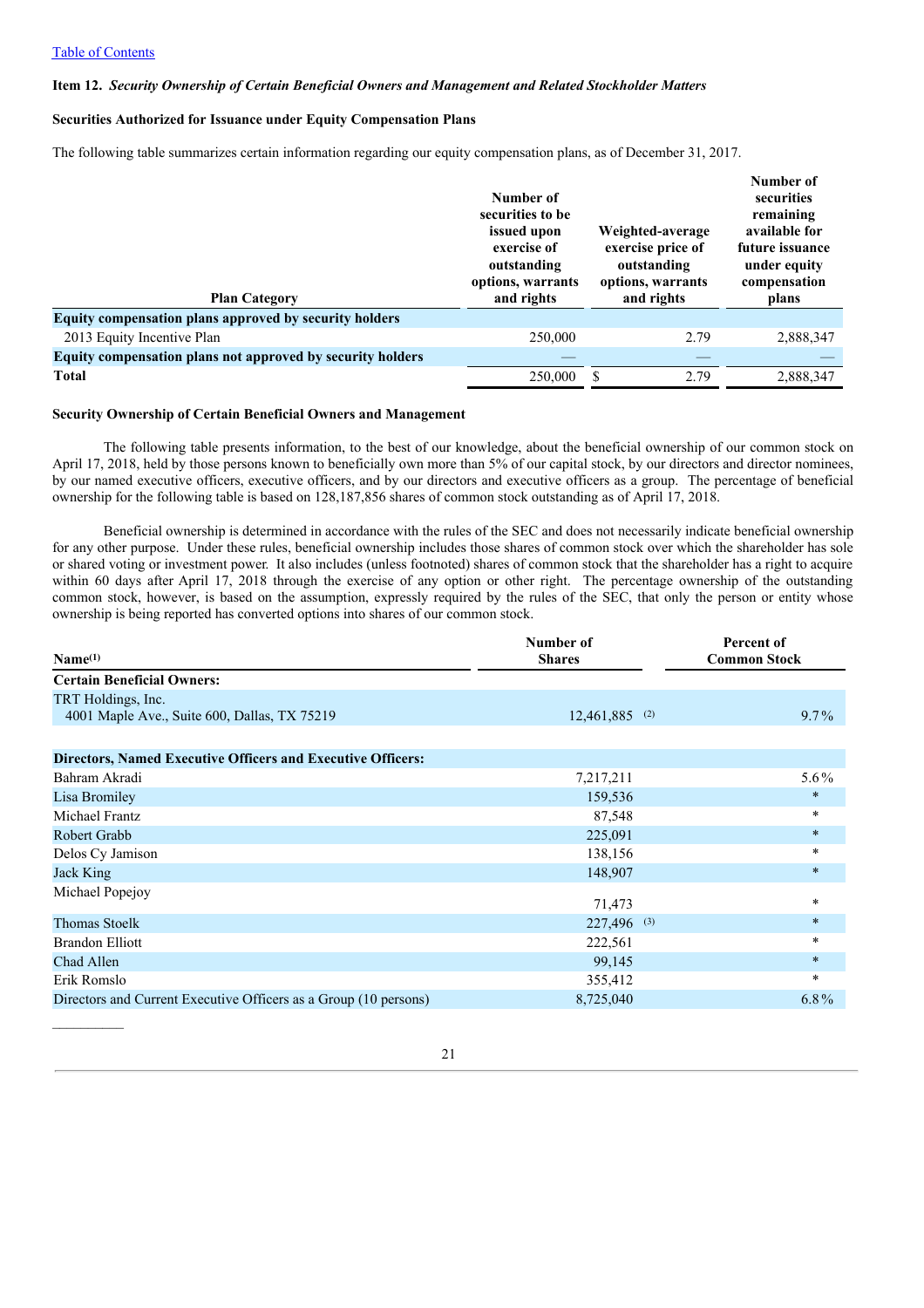Table of Contents

## Item 12. *Security Ownership of Certain Beneficial Owners and Management and Related Stockholder Matters*

### Securities Authorized for Issuance under Equity Compensation Plans

The following table summarizes certain information regarding our equity compensation plans, as of December 31, 2017.

| Plan Category | Number of securities to be issued upon exercise of outstanding options, warrants and rights | Weighted-average exercise price of outstanding options, warrants and rights | Number of securities remaining available for future issuance under equity compensation plans |
|---|---|---|---|
| **Equity compensation plans approved by security holders** | | | |
| 2013 Equity Incentive Plan | 250,000 | 2.79 | 2,888,347 |
| **Equity compensation plans not approved by security holders** | — | — | — |
| **Total** | 250,000 | $ 2.79 | 2,888,347 |

### Security Ownership of Certain Beneficial Owners and Management

The following table presents information, to the best of our knowledge, about the beneficial ownership of our common stock on April 17, 2018, held by those persons known to beneficially own more than 5% of our capital stock, by our directors and director nominees, by our named executive officers, executive officers, and by our directors and executive officers as a group. The percentage of beneficial ownership for the following table is based on 128,187,856 shares of common stock outstanding as of April 17, 2018.

Beneficial ownership is determined in accordance with the rules of the SEC and does not necessarily indicate beneficial ownership for any other purpose. Under these rules, beneficial ownership includes those shares of common stock over which the shareholder has sole or shared voting or investment power. It also includes (unless footnoted) shares of common stock that the shareholder has a right to acquire within 60 days after April 17, 2018 through the exercise of any option or other right. The percentage ownership of the outstanding common stock, however, is based on the assumption, expressly required by the rules of the SEC, that only the person or entity whose ownership is being reported has converted options into shares of our common stock.

| Name[(1)] | Number of Shares | Percent of Common Stock |
|---|---|---|
| **Certain Beneficial Owners:** | | |
| TRT Holdings, Inc.<br>4001 Maple Ave., Suite 600, Dallas, TX 75219 | 12,461,885 [(2)] | 9.7% |
| **Directors, Named Executive Officers and Executive Officers:** | | |
| Bahram Akradi | 7,217,211 | 5.6% |
| Lisa Bromiley | 159,536 | * |
| Michael Frantz | 87,548 | * |
| Robert Grabb | 225,091 | * |
| Delos Cy Jamison | 138,156 | * |
| Jack King | 148,907 | * |
| Michael Popejoy | 71,473 | * |
| Thomas Stoelk | 227,496 [(3)] | * |
| Brandon Elliott | 222,561 | * |
| Chad Allen | 99,145 | * |
| Erik Romslo | 355,412 | * |
| Directors and Current Executive Officers as a Group (10 persons) | 8,725,040 | 6.8% |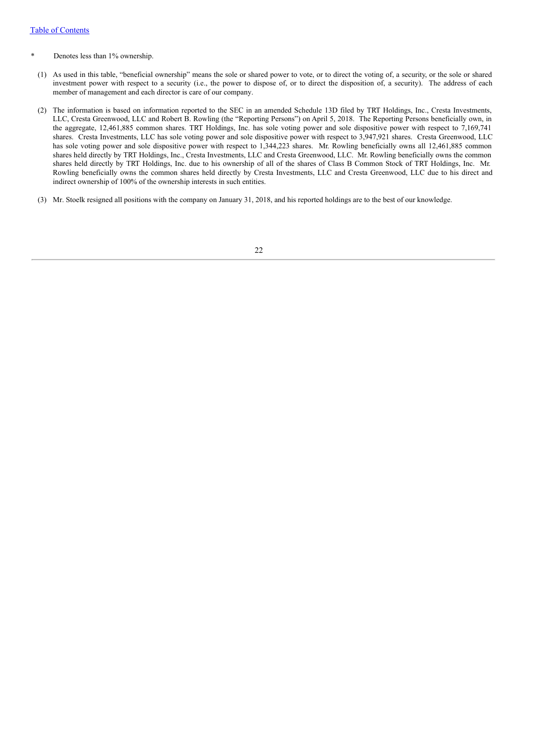[Table of Contents](#)

\* Denotes less than 1% ownership.

(1) As used in this table, "beneficial ownership" means the sole or shared power to vote, or to direct the voting of, a security, or the sole or shared investment power with respect to a security (i.e., the power to dispose of, or to direct the disposition of, a security). The address of each member of management and each director is care of our company.

(2) The information is based on information reported to the SEC in an amended Schedule 13D filed by TRT Holdings, Inc., Cresta Investments, LLC, Cresta Greenwood, LLC and Robert B. Rowling (the "Reporting Persons") on April 5, 2018. The Reporting Persons beneficially own, in the aggregate, 12,461,885 common shares. TRT Holdings, Inc. has sole voting power and sole dispositive power with respect to 7,169,741 shares. Cresta Investments, LLC has sole voting power and sole dispositive power with respect to 3,947,921 shares. Cresta Greenwood, LLC has sole voting power and sole dispositive power with respect to 1,344,223 shares. Mr. Rowling beneficially owns all 12,461,885 common shares held directly by TRT Holdings, Inc., Cresta Investments, LLC and Cresta Greenwood, LLC. Mr. Rowling beneficially owns the common shares held directly by TRT Holdings, Inc. due to his ownership of all of the shares of Class B Common Stock of TRT Holdings, Inc. Mr. Rowling beneficially owns the common shares held directly by Cresta Investments, LLC and Cresta Greenwood, LLC due to his direct and indirect ownership of 100% of the ownership interests in such entities.

(3) Mr. Stoelk resigned all positions with the company on January 31, 2018, and his reported holdings are to the best of our knowledge.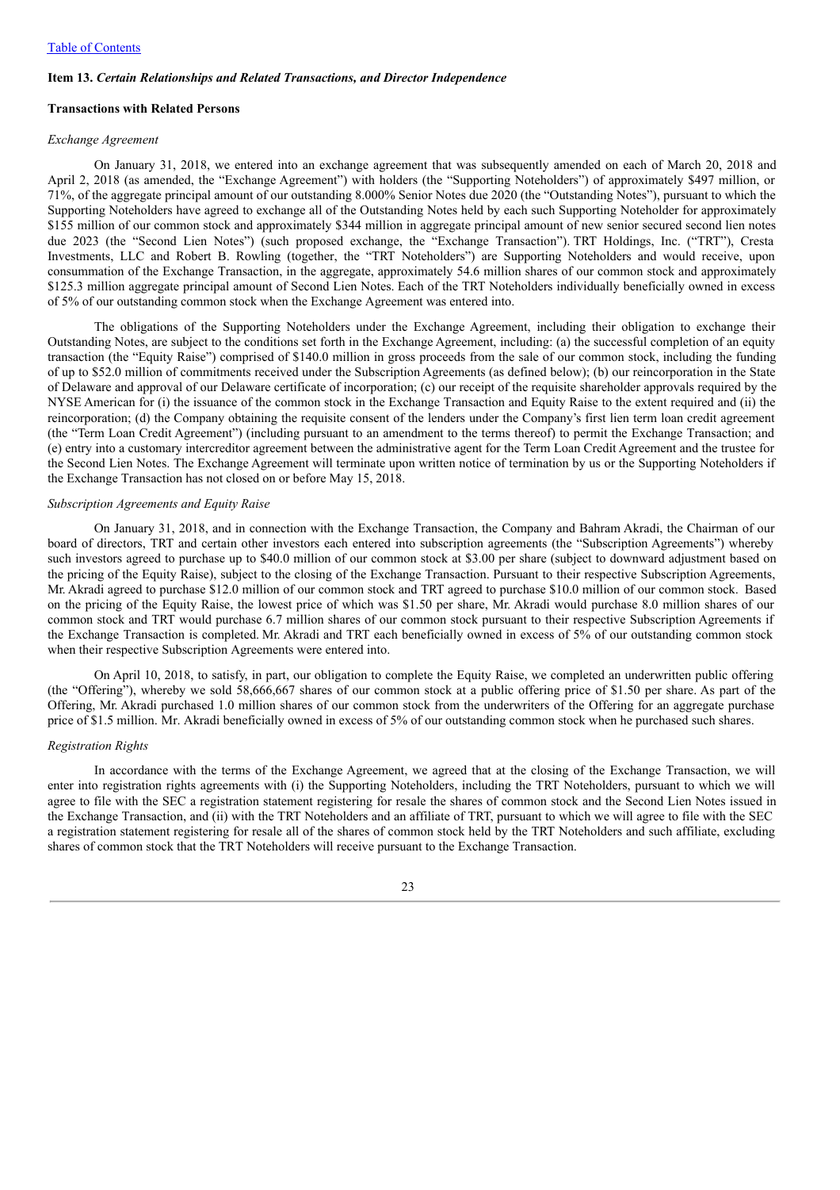Table of Contents

### Item 13. *Certain Relationships and Related Transactions, and Director Independence*

#### Transactions with Related Persons

*Exchange Agreement*

On January 31, 2018, we entered into an exchange agreement that was subsequently amended on each of March 20, 2018 and April 2, 2018 (as amended, the "Exchange Agreement") with holders (the "Supporting Noteholders") of approximately $497 million, or 71%, of the aggregate principal amount of our outstanding 8.000% Senior Notes due 2020 (the "Outstanding Notes"), pursuant to which the Supporting Noteholders have agreed to exchange all of the Outstanding Notes held by each such Supporting Noteholder for approximately $155 million of our common stock and approximately $344 million in aggregate principal amount of new senior secured second lien notes due 2023 (the "Second Lien Notes") (such proposed exchange, the "Exchange Transaction"). TRT Holdings, Inc. ("TRT"), Cresta Investments, LLC and Robert B. Rowling (together, the "TRT Noteholders") are Supporting Noteholders and would receive, upon consummation of the Exchange Transaction, in the aggregate, approximately 54.6 million shares of our common stock and approximately $125.3 million aggregate principal amount of Second Lien Notes. Each of the TRT Noteholders individually beneficially owned in excess of 5% of our outstanding common stock when the Exchange Agreement was entered into.

The obligations of the Supporting Noteholders under the Exchange Agreement, including their obligation to exchange their Outstanding Notes, are subject to the conditions set forth in the Exchange Agreement, including: (a) the successful completion of an equity transaction (the "Equity Raise") comprised of $140.0 million in gross proceeds from the sale of our common stock, including the funding of up to $52.0 million of commitments received under the Subscription Agreements (as defined below); (b) our reincorporation in the State of Delaware and approval of our Delaware certificate of incorporation; (c) our receipt of the requisite shareholder approvals required by the NYSE American for (i) the issuance of the common stock in the Exchange Transaction and Equity Raise to the extent required and (ii) the reincorporation; (d) the Company obtaining the requisite consent of the lenders under the Company's first lien term loan credit agreement (the "Term Loan Credit Agreement") (including pursuant to an amendment to the terms thereof) to permit the Exchange Transaction; and (e) entry into a customary intercreditor agreement between the administrative agent for the Term Loan Credit Agreement and the trustee for the Second Lien Notes. The Exchange Agreement will terminate upon written notice of termination by us or the Supporting Noteholders if the Exchange Transaction has not closed on or before May 15, 2018.

*Subscription Agreements and Equity Raise*

On January 31, 2018, and in connection with the Exchange Transaction, the Company and Bahram Akradi, the Chairman of our board of directors, TRT and certain other investors each entered into subscription agreements (the "Subscription Agreements") whereby such investors agreed to purchase up to $40.0 million of our common stock at $3.00 per share (subject to downward adjustment based on the pricing of the Equity Raise), subject to the closing of the Exchange Transaction. Pursuant to their respective Subscription Agreements, Mr. Akradi agreed to purchase $12.0 million of our common stock and TRT agreed to purchase $10.0 million of our common stock. Based on the pricing of the Equity Raise, the lowest price of which was $1.50 per share, Mr. Akradi would purchase 8.0 million shares of our common stock and TRT would purchase 6.7 million shares of our common stock pursuant to their respective Subscription Agreements if the Exchange Transaction is completed. Mr. Akradi and TRT each beneficially owned in excess of 5% of our outstanding common stock when their respective Subscription Agreements were entered into.

On April 10, 2018, to satisfy, in part, our obligation to complete the Equity Raise, we completed an underwritten public offering (the "Offering"), whereby we sold 58,666,667 shares of our common stock at a public offering price of $1.50 per share. As part of the Offering, Mr. Akradi purchased 1.0 million shares of our common stock from the underwriters of the Offering for an aggregate purchase price of $1.5 million. Mr. Akradi beneficially owned in excess of 5% of our outstanding common stock when he purchased such shares.

*Registration Rights*

In accordance with the terms of the Exchange Agreement, we agreed that at the closing of the Exchange Transaction, we will enter into registration rights agreements with (i) the Supporting Noteholders, including the TRT Noteholders, pursuant to which we will agree to file with the SEC a registration statement registering for resale the shares of common stock and the Second Lien Notes issued in the Exchange Transaction, and (ii) with the TRT Noteholders and an affiliate of TRT, pursuant to which we will agree to file with the SEC a registration statement registering for resale all of the shares of common stock held by the TRT Noteholders and such affiliate, excluding shares of common stock that the TRT Noteholders will receive pursuant to the Exchange Transaction.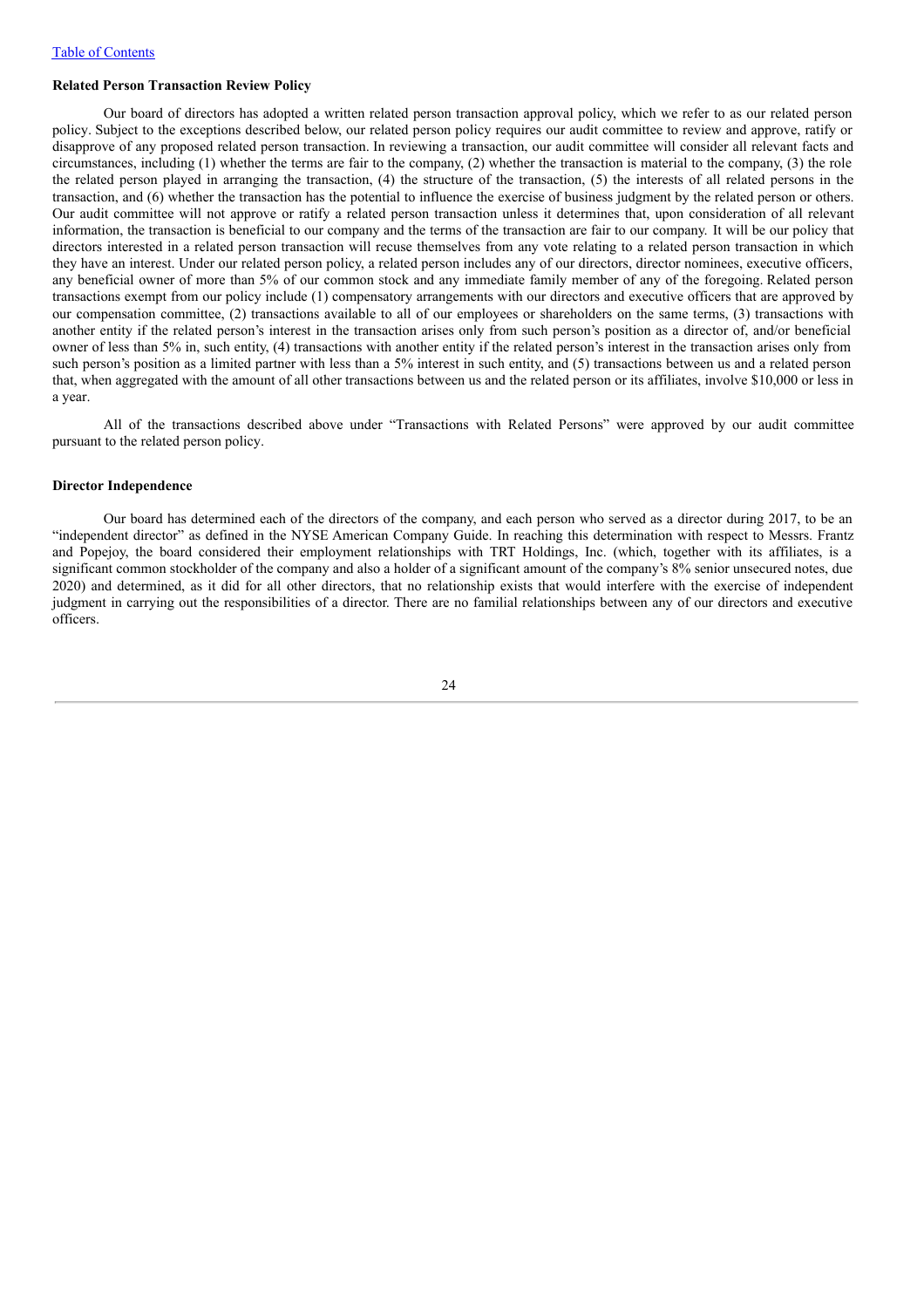**Related Person Transaction Review Policy**

Our board of directors has adopted a written related person transaction approval policy, which we refer to as our related person policy. Subject to the exceptions described below, our related person policy requires our audit committee to review and approve, ratify or disapprove of any proposed related person transaction. In reviewing a transaction, our audit committee will consider all relevant facts and circumstances, including (1) whether the terms are fair to the company, (2) whether the transaction is material to the company, (3) the role the related person played in arranging the transaction, (4) the structure of the transaction, (5) the interests of all related persons in the transaction, and (6) whether the transaction has the potential to influence the exercise of business judgment by the related person or others. Our audit committee will not approve or ratify a related person transaction unless it determines that, upon consideration of all relevant information, the transaction is beneficial to our company and the terms of the transaction are fair to our company. It will be our policy that directors interested in a related person transaction will recuse themselves from any vote relating to a related person transaction in which they have an interest. Under our related person policy, a related person includes any of our directors, director nominees, executive officers, any beneficial owner of more than 5% of our common stock and any immediate family member of any of the foregoing. Related person transactions exempt from our policy include (1) compensatory arrangements with our directors and executive officers that are approved by our compensation committee, (2) transactions available to all of our employees or shareholders on the same terms, (3) transactions with another entity if the related person's interest in the transaction arises only from such person's position as a director of, and/or beneficial owner of less than 5% in, such entity, (4) transactions with another entity if the related person's interest in the transaction arises only from such person's position as a limited partner with less than a 5% interest in such entity, and (5) transactions between us and a related person that, when aggregated with the amount of all other transactions between us and the related person or its affiliates, involve $10,000 or less in a year.

All of the transactions described above under "Transactions with Related Persons" were approved by our audit committee pursuant to the related person policy.

**Director Independence**

Our board has determined each of the directors of the company, and each person who served as a director during 2017, to be an "independent director" as defined in the NYSE American Company Guide. In reaching this determination with respect to Messrs. Frantz and Popejoy, the board considered their employment relationships with TRT Holdings, Inc. (which, together with its affiliates, is a significant common stockholder of the company and also a holder of a significant amount of the company's 8% senior unsecured notes, due 2020) and determined, as it did for all other directors, that no relationship exists that would interfere with the exercise of independent judgment in carrying out the responsibilities of a director. There are no familial relationships between any of our directors and executive officers.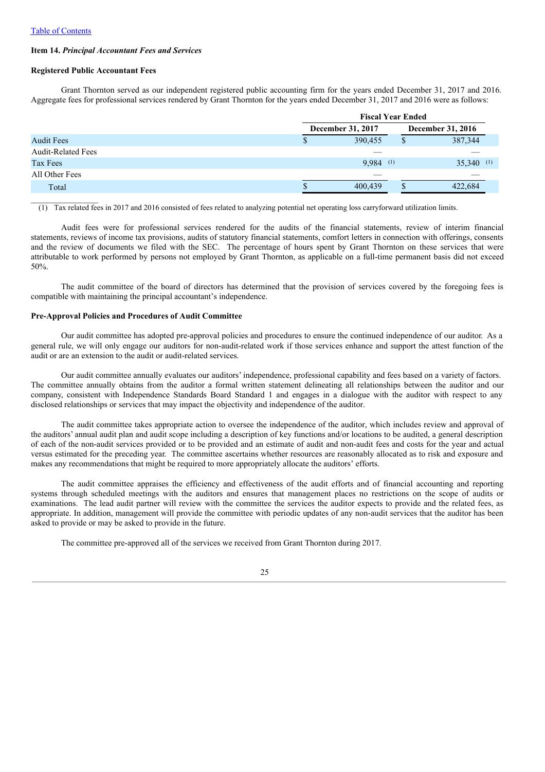[Table of Contents](#)

**Item 14.** ***Principal Accountant Fees and Services***

**Registered Public Accountant Fees**

Grant Thornton served as our independent registered public accounting firm for the years ended December 31, 2017 and 2016. Aggregate fees for professional services rendered by Grant Thornton for the years ended December 31, 2017 and 2016 were as follows:

| | Fiscal Year Ended | |
|---|---|---|
| | December 31, 2017 | December 31, 2016 |
| Audit Fees | $ 390,455 | $ 387,344 |
| Audit-Related Fees | — | — |
| Tax Fees | 9,984 (1) | 35,340 (1) |
| All Other Fees | — | — |
| Total | $ 400,439 | $ 422,684 |

(1) Tax related fees in 2017 and 2016 consisted of fees related to analyzing potential net operating loss carryforward utilization limits.

Audit fees were for professional services rendered for the audits of the financial statements, review of interim financial statements, reviews of income tax provisions, audits of statutory financial statements, comfort letters in connection with offerings, consents and the review of documents we filed with the SEC. The percentage of hours spent by Grant Thornton on these services that were attributable to work performed by persons not employed by Grant Thornton, as applicable on a full-time permanent basis did not exceed 50%.

The audit committee of the board of directors has determined that the provision of services covered by the foregoing fees is compatible with maintaining the principal accountant's independence.

**Pre-Approval Policies and Procedures of Audit Committee**

Our audit committee has adopted pre-approval policies and procedures to ensure the continued independence of our auditor. As a general rule, we will only engage our auditors for non-audit-related work if those services enhance and support the attest function of the audit or are an extension to the audit or audit-related services.

Our audit committee annually evaluates our auditors' independence, professional capability and fees based on a variety of factors. The committee annually obtains from the auditor a formal written statement delineating all relationships between the auditor and our company, consistent with Independence Standards Board Standard 1 and engages in a dialogue with the auditor with respect to any disclosed relationships or services that may impact the objectivity and independence of the auditor.

The audit committee takes appropriate action to oversee the independence of the auditor, which includes review and approval of the auditors' annual audit plan and audit scope including a description of key functions and/or locations to be audited, a general description of each of the non-audit services provided or to be provided and an estimate of audit and non-audit fees and costs for the year and actual versus estimated for the preceding year. The committee ascertains whether resources are reasonably allocated as to risk and exposure and makes any recommendations that might be required to more appropriately allocate the auditors' efforts.

The audit committee appraises the efficiency and effectiveness of the audit efforts and of financial accounting and reporting systems through scheduled meetings with the auditors and ensures that management places no restrictions on the scope of audits or examinations. The lead audit partner will review with the committee the services the auditor expects to provide and the related fees, as appropriate. In addition, management will provide the committee with periodic updates of any non-audit services that the auditor has been asked to provide or may be asked to provide in the future.

The committee pre-approved all of the services we received from Grant Thornton during 2017.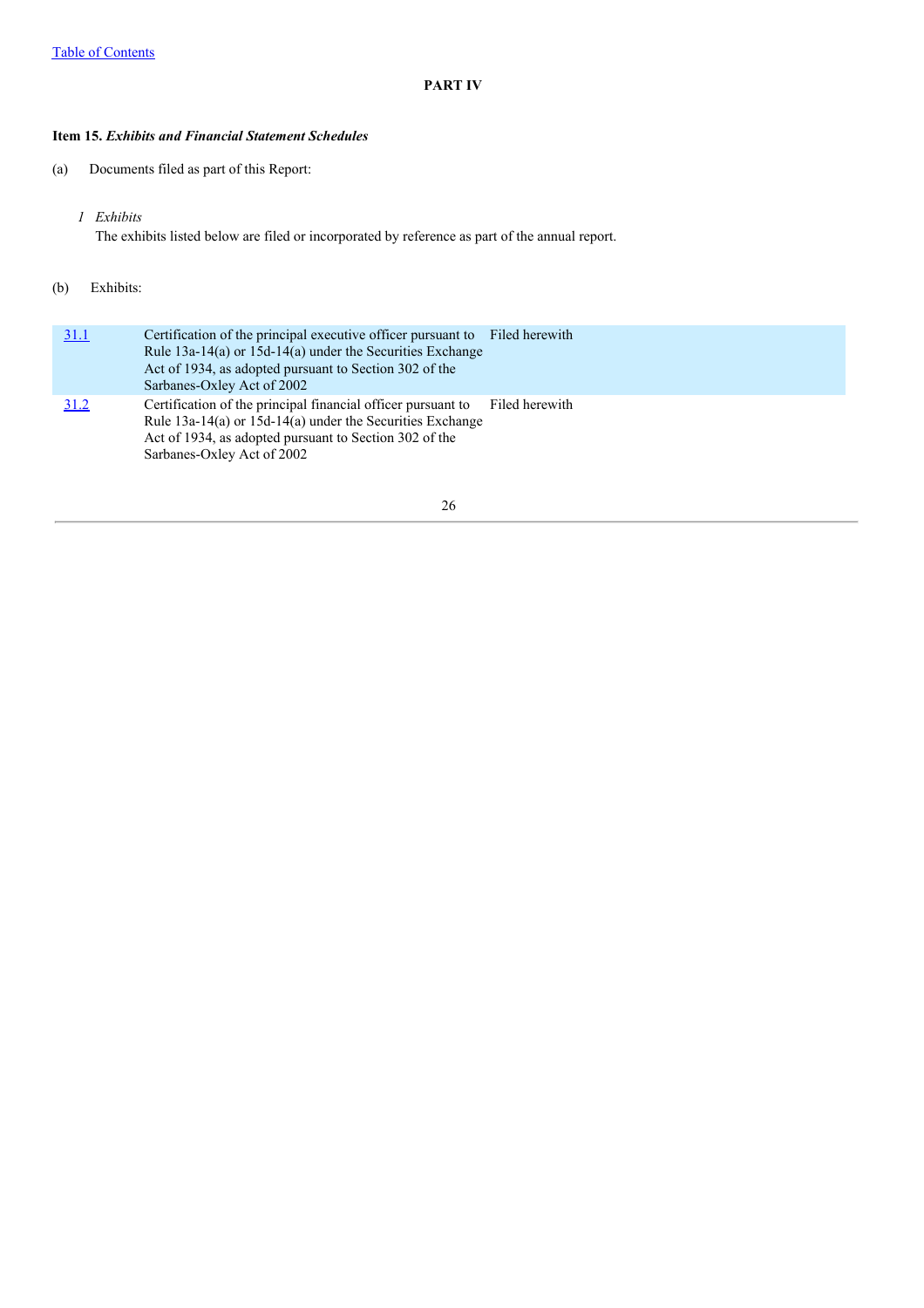## PART IV

### Item 15. *Exhibits and Financial Statement Schedules*

(a) Documents filed as part of this Report:

*1 Exhibits*

The exhibits listed below are filed or incorporated by reference as part of the annual report.

(b) Exhibits:

| | | |
|---|---|---|
| 31.1 | Certification of the principal executive officer pursuant to Rule 13a-14(a) or 15d-14(a) under the Securities Exchange Act of 1934, as adopted pursuant to Section 302 of the Sarbanes-Oxley Act of 2002 | Filed herewith |
| 31.2 | Certification of the principal financial officer pursuant to Rule 13a-14(a) or 15d-14(a) under the Securities Exchange Act of 1934, as adopted pursuant to Section 302 of the Sarbanes-Oxley Act of 2002 | Filed herewith |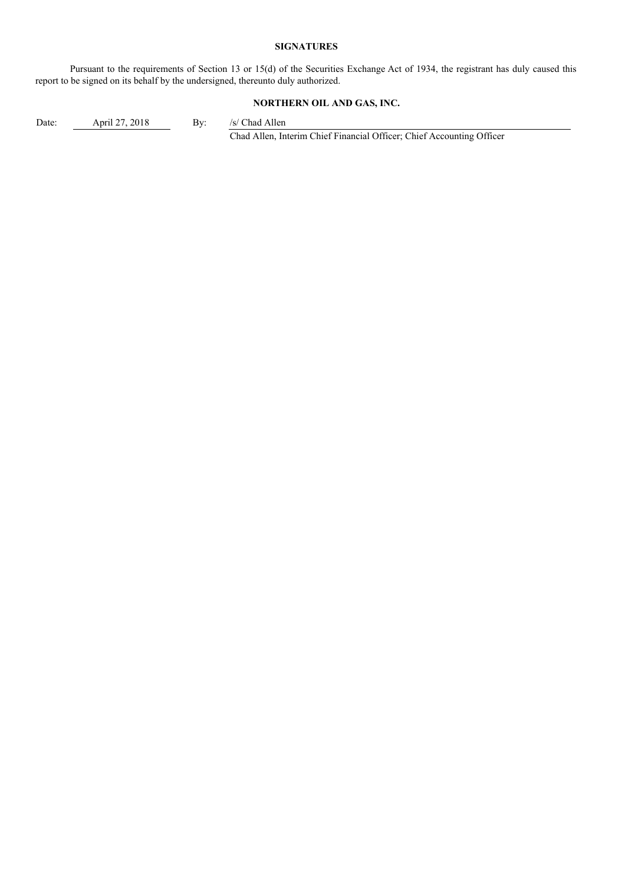## SIGNATURES

Pursuant to the requirements of Section 13 or 15(d) of the Securities Exchange Act of 1934, the registrant has duly caused this report to be signed on its behalf by the undersigned, thereunto duly authorized.

**NORTHERN OIL AND GAS, INC.**

Date: April 27, 2018 By: /s/ Chad Allen

Chad Allen, Interim Chief Financial Officer; Chief Accounting Officer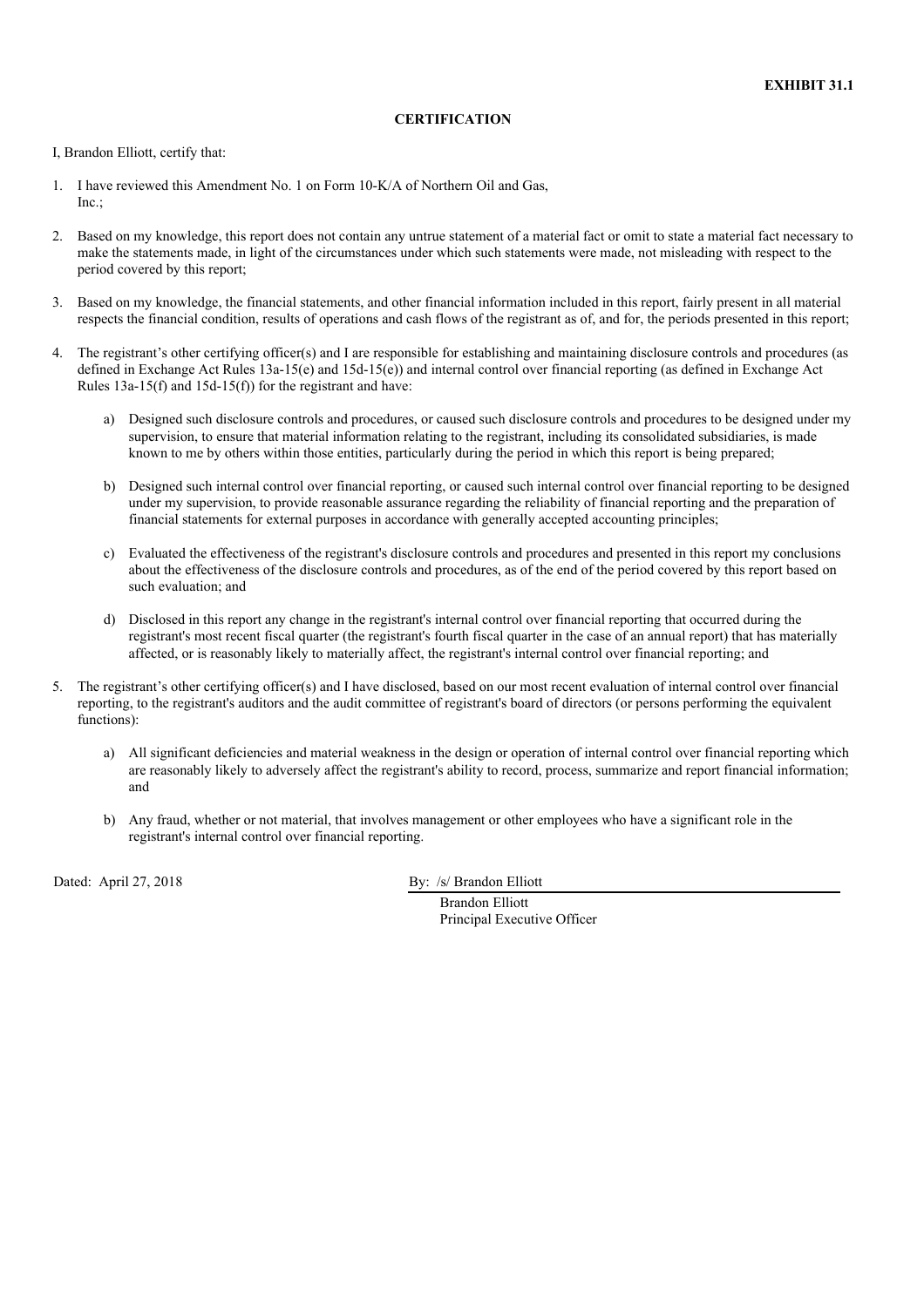**EXHIBIT 31.1**

**CERTIFICATION**

I, Brandon Elliott, certify that:

1. I have reviewed this Amendment No. 1 on Form 10-K/A of Northern Oil and Gas, Inc.;

2. Based on my knowledge, this report does not contain any untrue statement of a material fact or omit to state a material fact necessary to make the statements made, in light of the circumstances under which such statements were made, not misleading with respect to the period covered by this report;

3. Based on my knowledge, the financial statements, and other financial information included in this report, fairly present in all material respects the financial condition, results of operations and cash flows of the registrant as of, and for, the periods presented in this report;

4. The registrant's other certifying officer(s) and I are responsible for establishing and maintaining disclosure controls and procedures (as defined in Exchange Act Rules 13a-15(e) and 15d-15(e)) and internal control over financial reporting (as defined in Exchange Act Rules 13a-15(f) and 15d-15(f)) for the registrant and have:

   a) Designed such disclosure controls and procedures, or caused such disclosure controls and procedures to be designed under my supervision, to ensure that material information relating to the registrant, including its consolidated subsidiaries, is made known to me by others within those entities, particularly during the period in which this report is being prepared;

   b) Designed such internal control over financial reporting, or caused such internal control over financial reporting to be designed under my supervision, to provide reasonable assurance regarding the reliability of financial reporting and the preparation of financial statements for external purposes in accordance with generally accepted accounting principles;

   c) Evaluated the effectiveness of the registrant's disclosure controls and procedures and presented in this report my conclusions about the effectiveness of the disclosure controls and procedures, as of the end of the period covered by this report based on such evaluation; and

   d) Disclosed in this report any change in the registrant's internal control over financial reporting that occurred during the registrant's most recent fiscal quarter (the registrant's fourth fiscal quarter in the case of an annual report) that has materially affected, or is reasonably likely to materially affect, the registrant's internal control over financial reporting; and

5. The registrant's other certifying officer(s) and I have disclosed, based on our most recent evaluation of internal control over financial reporting, to the registrant's auditors and the audit committee of registrant's board of directors (or persons performing the equivalent functions):

   a) All significant deficiencies and material weakness in the design or operation of internal control over financial reporting which are reasonably likely to adversely affect the registrant's ability to record, process, summarize and report financial information; and

   b) Any fraud, whether or not material, that involves management or other employees who have a significant role in the registrant's internal control over financial reporting.

Dated: April 27, 2018

By: /s/ Brandon Elliott

Brandon Elliott
Principal Executive Officer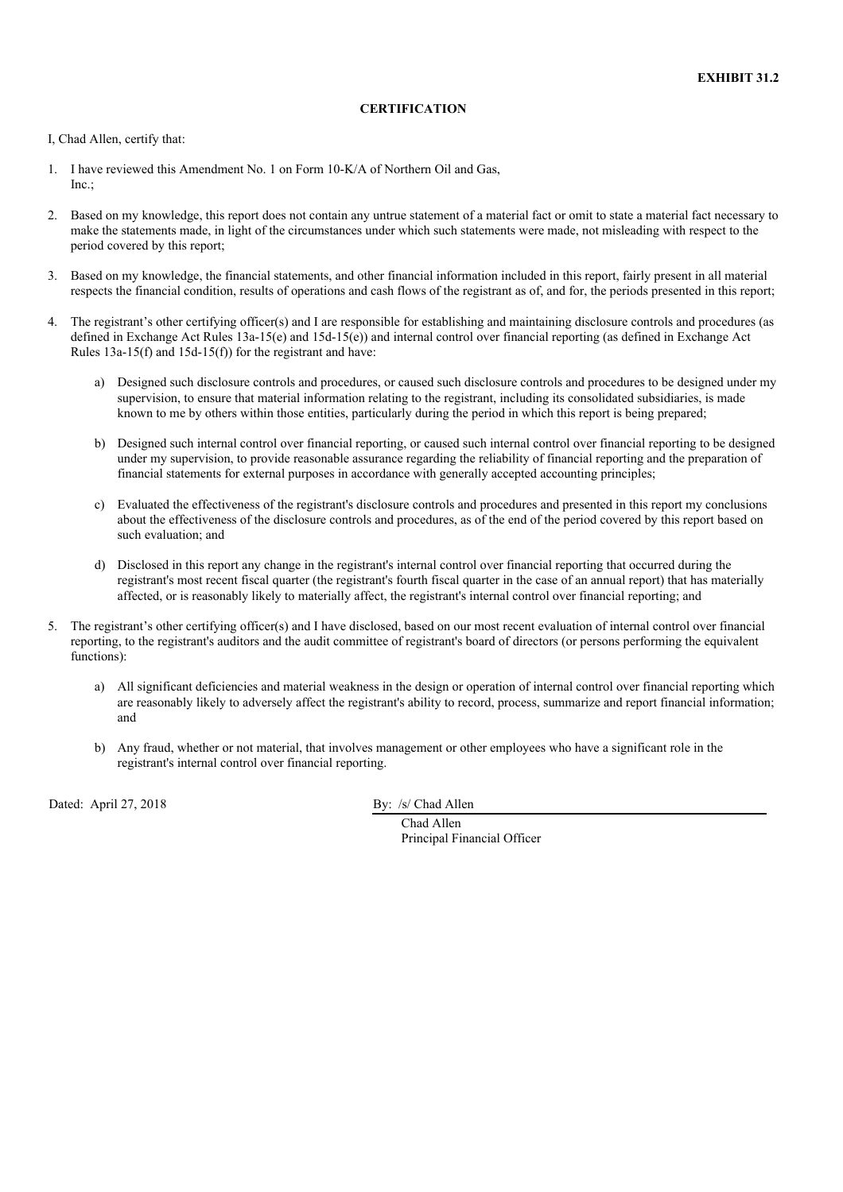**EXHIBIT 31.2**

**CERTIFICATION**

I, Chad Allen, certify that:

1. I have reviewed this Amendment No. 1 on Form 10-K/A of Northern Oil and Gas, Inc.;

2. Based on my knowledge, this report does not contain any untrue statement of a material fact or omit to state a material fact necessary to make the statements made, in light of the circumstances under which such statements were made, not misleading with respect to the period covered by this report;

3. Based on my knowledge, the financial statements, and other financial information included in this report, fairly present in all material respects the financial condition, results of operations and cash flows of the registrant as of, and for, the periods presented in this report;

4. The registrant's other certifying officer(s) and I are responsible for establishing and maintaining disclosure controls and procedures (as defined in Exchange Act Rules 13a-15(e) and 15d-15(e)) and internal control over financial reporting (as defined in Exchange Act Rules 13a-15(f) and 15d-15(f)) for the registrant and have:

   a) Designed such disclosure controls and procedures, or caused such disclosure controls and procedures to be designed under my supervision, to ensure that material information relating to the registrant, including its consolidated subsidiaries, is made known to me by others within those entities, particularly during the period in which this report is being prepared;

   b) Designed such internal control over financial reporting, or caused such internal control over financial reporting to be designed under my supervision, to provide reasonable assurance regarding the reliability of financial reporting and the preparation of financial statements for external purposes in accordance with generally accepted accounting principles;

   c) Evaluated the effectiveness of the registrant's disclosure controls and procedures and presented in this report my conclusions about the effectiveness of the disclosure controls and procedures, as of the end of the period covered by this report based on such evaluation; and

   d) Disclosed in this report any change in the registrant's internal control over financial reporting that occurred during the registrant's most recent fiscal quarter (the registrant's fourth fiscal quarter in the case of an annual report) that has materially affected, or is reasonably likely to materially affect, the registrant's internal control over financial reporting; and

5. The registrant's other certifying officer(s) and I have disclosed, based on our most recent evaluation of internal control over financial reporting, to the registrant's auditors and the audit committee of registrant's board of directors (or persons performing the equivalent functions):

   a) All significant deficiencies and material weakness in the design or operation of internal control over financial reporting which are reasonably likely to adversely affect the registrant's ability to record, process, summarize and report financial information; and

   b) Any fraud, whether or not material, that involves management or other employees who have a significant role in the registrant's internal control over financial reporting.

Dated: April 27, 2018

By: /s/ Chad Allen

Chad Allen
Principal Financial Officer